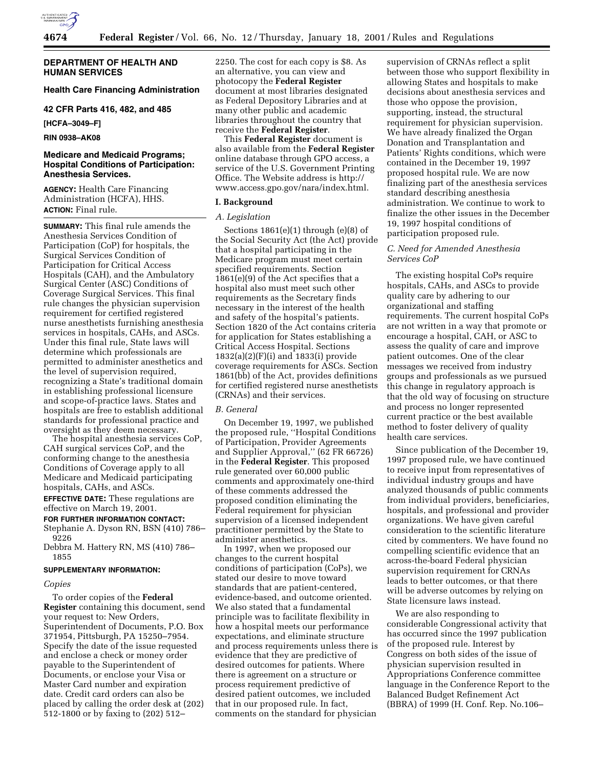**DEPARTMENT OF HEALTH AND HUMAN SERVICES**

**Health Care Financing Administration**

**42 CFR Parts 416, 482, and 485**

**[HCFA–3049–F]**

**RIN 0938–AK08**

# Medicare and Medicaid Programs; Hospital Conditions of Participation: Anesthesia Services.

**AGENCY:** Health Care Financing Administration (HCFA), HHS.

**ACTION:** Final rule.

**SUMMARY:** This final rule amends the Anesthesia Services Condition of Participation (CoP) for hospitals, the Surgical Services Condition of Participation for Critical Access Hospitals (CAH), and the Ambulatory Surgical Center (ASC) Conditions of Coverage Surgical Services. This final rule changes the physician supervision requirement for certified registered nurse anesthetists furnishing anesthesia services in hospitals, CAHs, and ASCs. Under this final rule, State laws will determine which professionals are permitted to administer anesthetics and the level of supervision required, recognizing a State's traditional domain in establishing professional licensure and scope-of-practice laws. States and hospitals are free to establish additional standards for professional practice and oversight as they deem necessary.

The hospital anesthesia services CoP, CAH surgical services CoP, and the conforming change to the anesthesia Conditions of Coverage apply to all Medicare and Medicaid participating hospitals, CAHs, and ASCs.

**EFFECTIVE DATE:** These regulations are effective on March 19, 2001.

**FOR FURTHER INFORMATION CONTACT:**

Stephanie A. Dyson RN, BSN (410) 786–9226

Debbra M. Hattery RN, MS (410) 786–1855

**SUPPLEMENTARY INFORMATION:**

*Copies*

To order copies of the **Federal Register** containing this document, send your request to: New Orders, Superintendent of Documents, P.O. Box 371954, Pittsburgh, PA 15250–7954. Specify the date of the issue requested and enclose a check or money order payable to the Superintendent of Documents, or enclose your Visa or Master Card number and expiration date. Credit card orders can also be placed by calling the order desk at (202) 512-1800 or by faxing to (202) 512–2250. The cost for each copy is $8. As an alternative, you can view and photocopy the **Federal Register** document at most libraries designated as Federal Depository Libraries and at many other public and academic libraries throughout the country that receive the **Federal Register**.

This **Federal Register** document is also available from the **Federal Register** online database through GPO access, a service of the U.S. Government Printing Office. The Website address is http://www.access.gpo.gov/nara/index.html.

## I. Background

### A. Legislation

Sections 1861(e)(1) through (e)(8) of the Social Security Act (the Act) provide that a hospital participating in the Medicare program must meet certain specified requirements. Section 1861(e)(9) of the Act specifies that a hospital also must meet such other requirements as the Secretary finds necessary in the interest of the health and safety of the hospital's patients. Section 1820 of the Act contains criteria for application for States establishing a Critical Access Hospital. Sections 1832(a)(2)(F)(i) and 1833(i) provide coverage requirements for ASCs. Section 1861(bb) of the Act, provides definitions for certified registered nurse anesthetists (CRNAs) and their services.

### B. General

On December 19, 1997, we published the proposed rule, ''Hospital Conditions of Participation, Provider Agreements and Supplier Approval,'' (62 FR 66726) in the **Federal Register**. This proposed rule generated over 60,000 public comments and approximately one-third of these comments addressed the proposed condition eliminating the Federal requirement for physician supervision of a licensed independent practitioner permitted by the State to administer anesthetics.

In 1997, when we proposed our changes to the current hospital conditions of participation (CoPs), we stated our desire to move toward standards that are patient-centered, evidence-based, and outcome oriented. We also stated that a fundamental principle was to facilitate flexibility in how a hospital meets our performance expectations, and eliminate structure and process requirements unless there is evidence that they are predictive of desired outcomes for patients. Where there is agreement on a structure or process requirement predictive of desired patient outcomes, we included that in our proposed rule. In fact, comments on the standard for physician supervision of CRNAs reflect a split between those who support flexibility in allowing States and hospitals to make decisions about anesthesia services and those who oppose the provision, supporting, instead, the structural requirement for physician supervision. We have already finalized the Organ Donation and Transplantation and Patients' Rights conditions, which were contained in the December 19, 1997 proposed hospital rule. We are now finalizing part of the anesthesia services standard describing anesthesia administration. We continue to work to finalize the other issues in the December 19, 1997 hospital conditions of participation proposed rule.

### C. Need for Amended Anesthesia Services CoP

The existing hospital CoPs require hospitals, CAHs, and ASCs to provide quality care by adhering to our organizational and staffing requirements. The current hospital CoPs are not written in a way that promote or encourage a hospital, CAH, or ASC to assess the quality of care and improve patient outcomes. One of the clear messages we received from industry groups and professionals as we pursued this change in regulatory approach is that the old way of focusing on structure and process no longer represented current practice or the best available method to foster delivery of quality health care services.

Since publication of the December 19, 1997 proposed rule, we have continued to receive input from representatives of individual industry groups and have analyzed thousands of public comments from individual providers, beneficiaries, hospitals, and professional and provider organizations. We have given careful consideration to the scientific literature cited by commenters. We have found no compelling scientific evidence that an across-the-board Federal physician supervision requirement for CRNAs leads to better outcomes, or that there will be adverse outcomes by relying on State licensure laws instead.

We are also responding to considerable Congressional activity that has occurred since the 1997 publication of the proposed rule. Interest by Congress on both sides of the issue of physician supervision resulted in Appropriations Conference committee language in the Conference Report to the Balanced Budget Refinement Act (BBRA) of 1999 (H. Conf. Rep. No.106–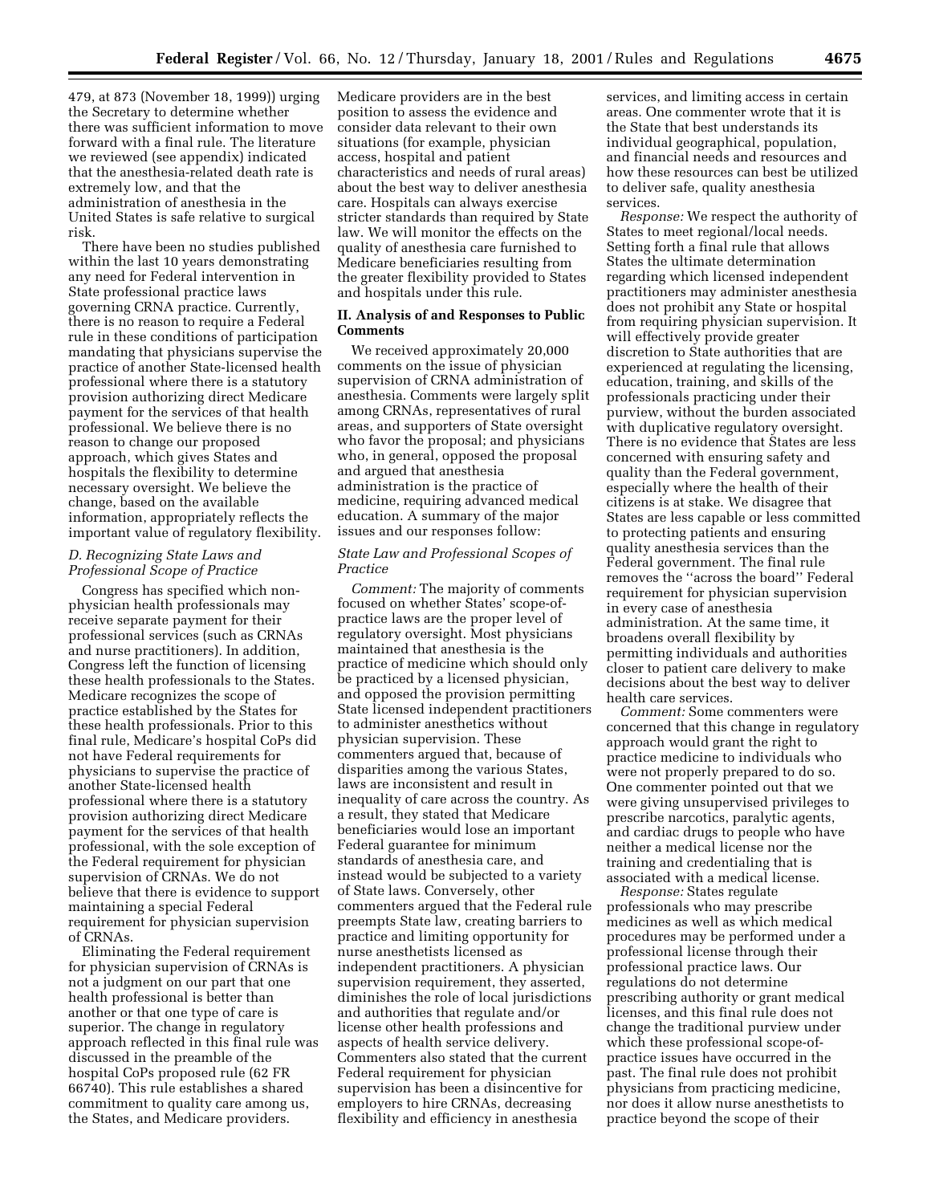479, at 873 (November 18, 1999)) urging the Secretary to determine whether there was sufficient information to move forward with a final rule. The literature we reviewed (see appendix) indicated that the anesthesia-related death rate is extremely low, and that the administration of anesthesia in the United States is safe relative to surgical risk.

There have been no studies published within the last 10 years demonstrating any need for Federal intervention in State professional practice laws governing CRNA practice. Currently, there is no reason to require a Federal rule in these conditions of participation mandating that physicians supervise the practice of another State-licensed health professional where there is a statutory provision authorizing direct Medicare payment for the services of that health professional. We believe there is no reason to change our proposed approach, which gives States and hospitals the flexibility to determine necessary oversight. We believe the change, based on the available information, appropriately reflects the important value of regulatory flexibility.

### *D. Recognizing State Laws and Professional Scope of Practice*

Congress has specified which non-physician health professionals may receive separate payment for their professional services (such as CRNAs and nurse practitioners). In addition, Congress left the function of licensing these health professionals to the States. Medicare recognizes the scope of practice established by the States for these health professionals. Prior to this final rule, Medicare's hospital CoPs did not have Federal requirements for physicians to supervise the practice of another State-licensed health professional where there is a statutory provision authorizing direct Medicare payment for the services of that health professional, with the sole exception of the Federal requirement for physician supervision of CRNAs. We do not believe that there is evidence to support maintaining a special Federal requirement for physician supervision of CRNAs.

Eliminating the Federal requirement for physician supervision of CRNAs is not a judgment on our part that one health professional is better than another or that one type of care is superior. The change in regulatory approach reflected in this final rule was discussed in the preamble of the hospital CoPs proposed rule (62 FR 66740). This rule establishes a shared commitment to quality care among us, the States, and Medicare providers. Medicare providers are in the best position to assess the evidence and consider data relevant to their own situations (for example, physician access, hospital and patient characteristics and needs of rural areas) about the best way to deliver anesthesia care. Hospitals can always exercise stricter standards than required by State law. We will monitor the effects on the quality of anesthesia care furnished to Medicare beneficiaries resulting from the greater flexibility provided to States and hospitals under this rule.

## II. Analysis of and Responses to Public Comments

We received approximately 20,000 comments on the issue of physician supervision of CRNA administration of anesthesia. Comments were largely split among CRNAs, representatives of rural areas, and supporters of State oversight who favor the proposal; and physicians who, in general, opposed the proposal and argued that anesthesia administration is the practice of medicine, requiring advanced medical education. A summary of the major issues and our responses follow:

### *State Law and Professional Scopes of Practice*

*Comment:* The majority of comments focused on whether States' scope-of-practice laws are the proper level of regulatory oversight. Most physicians maintained that anesthesia is the practice of medicine which should only be practiced by a licensed physician, and opposed the provision permitting State licensed independent practitioners to administer anesthetics without physician supervision. These commenters argued that, because of disparities among the various States, laws are inconsistent and result in inequality of care across the country. As a result, they stated that Medicare beneficiaries would lose an important Federal guarantee for minimum standards of anesthesia care, and instead would be subjected to a variety of State laws. Conversely, other commenters argued that the Federal rule preempts State law, creating barriers to practice and limiting opportunity for nurse anesthetists licensed as independent practitioners. A physician supervision requirement, they asserted, diminishes the role of local jurisdictions and authorities that regulate and/or license other health professions and aspects of health service delivery. Commenters also stated that the current Federal requirement for physician supervision has been a disincentive for employers to hire CRNAs, decreasing flexibility and efficiency in anesthesia services, and limiting access in certain areas. One commenter wrote that it is the State that best understands its individual geographical, population, and financial needs and resources and how these resources can best be utilized to deliver safe, quality anesthesia services.

*Response:* We respect the authority of States to meet regional/local needs. Setting forth a final rule that allows States the ultimate determination regarding which licensed independent practitioners may administer anesthesia does not prohibit any State or hospital from requiring physician supervision. It will effectively provide greater discretion to State authorities that are experienced at regulating the licensing, education, training, and skills of the professionals practicing under their purview, without the burden associated with duplicative regulatory oversight. There is no evidence that States are less concerned with ensuring safety and quality than the Federal government, especially where the health of their citizens is at stake. We disagree that States are less capable or less committed to protecting patients and ensuring quality anesthesia services than the Federal government. The final rule removes the "across the board" Federal requirement for physician supervision in every case of anesthesia administration. At the same time, it broadens overall flexibility by permitting individuals and authorities closer to patient care delivery to make decisions about the best way to deliver health care services.

*Comment:* Some commenters were concerned that this change in regulatory approach would grant the right to practice medicine to individuals who were not properly prepared to do so. One commenter pointed out that we were giving unsupervised privileges to prescribe narcotics, paralytic agents, and cardiac drugs to people who have neither a medical license nor the training and credentialing that is associated with a medical license.

*Response:* States regulate professionals who may prescribe medicines as well as which medical procedures may be performed under a professional license through their professional practice laws. Our regulations do not determine prescribing authority or grant medical licenses, and this final rule does not change the traditional purview under which these professional scope-of-practice issues have occurred in the past. The final rule does not prohibit physicians from practicing medicine, nor does it allow nurse anesthetists to practice beyond the scope of their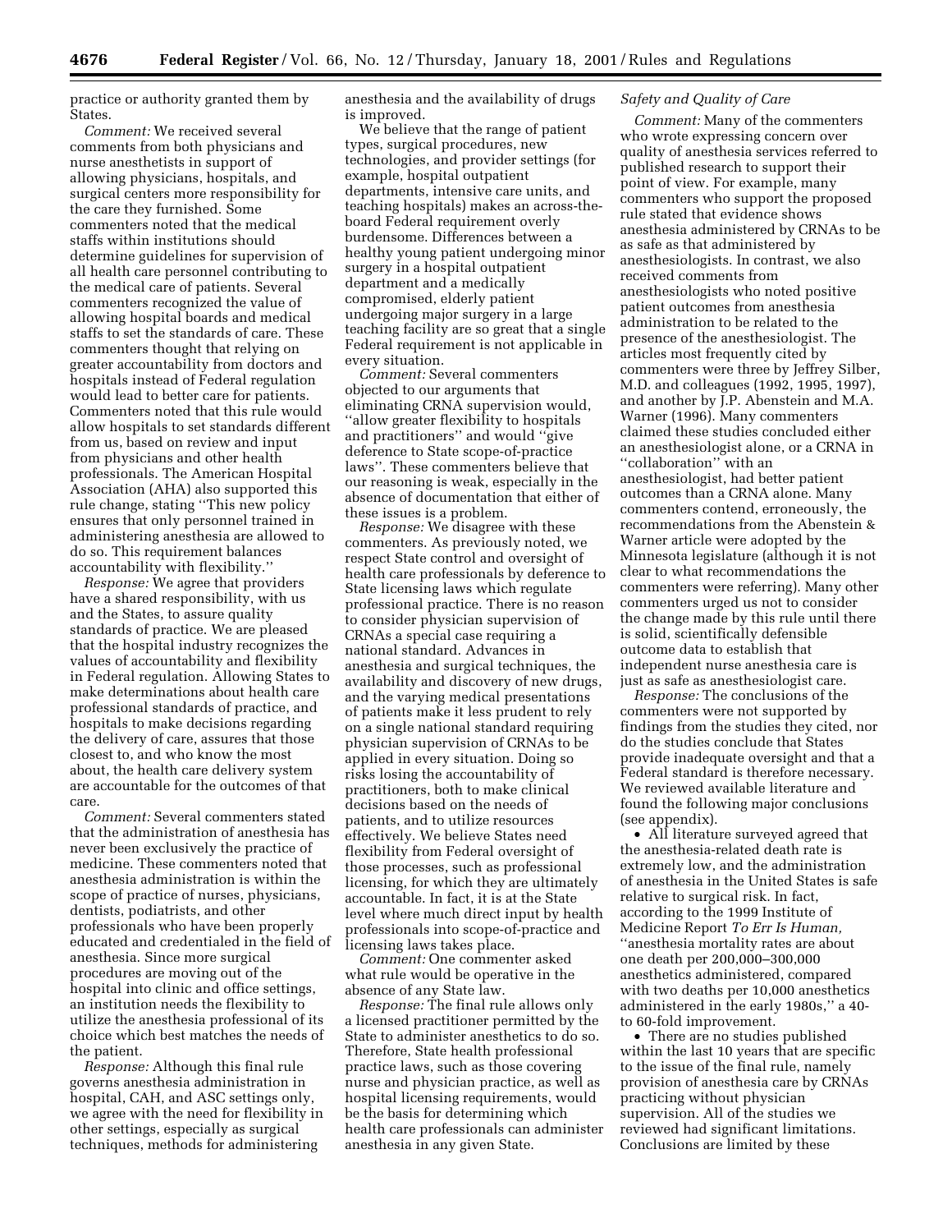practice or authority granted them by States.

*Comment:* We received several comments from both physicians and nurse anesthetists in support of allowing physicians, hospitals, and surgical centers more responsibility for the care they furnished. Some commenters noted that the medical staffs within institutions should determine guidelines for supervision of all health care personnel contributing to the medical care of patients. Several commenters recognized the value of allowing hospital boards and medical staffs to set the standards of care. These commenters thought that relying on greater accountability from doctors and hospitals instead of Federal regulation would lead to better care for patients. Commenters noted that this rule would allow hospitals to set standards different from us, based on review and input from physicians and other health professionals. The American Hospital Association (AHA) also supported this rule change, stating ''This new policy ensures that only personnel trained in administering anesthesia are allowed to do so. This requirement balances accountability with flexibility.''

*Response:* We agree that providers have a shared responsibility, with us and the States, to assure quality standards of practice. We are pleased that the hospital industry recognizes the values of accountability and flexibility in Federal regulation. Allowing States to make determinations about health care professional standards of practice, and hospitals to make decisions regarding the delivery of care, assures that those closest to, and who know the most about, the health care delivery system are accountable for the outcomes of that care.

*Comment:* Several commenters stated that the administration of anesthesia has never been exclusively the practice of medicine. These commenters noted that anesthesia administration is within the scope of practice of nurses, physicians, dentists, podiatrists, and other professionals who have been properly educated and credentialed in the field of anesthesia. Since more surgical procedures are moving out of the hospital into clinic and office settings, an institution needs the flexibility to utilize the anesthesia professional of its choice which best matches the needs of the patient.

*Response:* Although this final rule governs anesthesia administration in hospital, CAH, and ASC settings only, we agree with the need for flexibility in other settings, especially as surgical techniques, methods for administering anesthesia and the availability of drugs is improved.

We believe that the range of patient types, surgical procedures, new technologies, and provider settings (for example, hospital outpatient departments, intensive care units, and teaching hospitals) makes an across-the-board Federal requirement overly burdensome. Differences between a healthy young patient undergoing minor surgery in a hospital outpatient department and a medically compromised, elderly patient undergoing major surgery in a large teaching facility are so great that a single Federal requirement is not applicable in every situation.

*Comment:* Several commenters objected to our arguments that eliminating CRNA supervision would, ''allow greater flexibility to hospitals and practitioners'' and would ''give deference to State scope-of-practice laws''. These commenters believe that our reasoning is weak, especially in the absence of documentation that either of these issues is a problem.

*Response:* We disagree with these commenters. As previously noted, we respect State control and oversight of health care professionals by deference to State licensing laws which regulate professional practice. There is no reason to consider physician supervision of CRNAs a special case requiring a national standard. Advances in anesthesia and surgical techniques, the availability and discovery of new drugs, and the varying medical presentations of patients make it less prudent to rely on a single national standard requiring physician supervision of CRNAs to be applied in every situation. Doing so risks losing the accountability of practitioners, both to make clinical decisions based on the needs of patients, and to utilize resources effectively. We believe States need flexibility from Federal oversight of those processes, such as professional licensing, for which they are ultimately accountable. In fact, it is at the State level where much direct input by health professionals into scope-of-practice and licensing laws takes place.

*Comment:* One commenter asked what rule would be operative in the absence of any State law.

*Response:* The final rule allows only a licensed practitioner permitted by the State to administer anesthetics to do so. Therefore, State health professional practice laws, such as those covering nurse and physician practice, as well as hospital licensing requirements, would be the basis for determining which health care professionals can administer anesthesia in any given State.

*Safety and Quality of Care*

*Comment:* Many of the commenters who wrote expressing concern over quality of anesthesia services referred to published research to support their point of view. For example, many commenters who support the proposed rule stated that evidence shows anesthesia administered by CRNAs to be as safe as that administered by anesthesiologists. In contrast, we also received comments from anesthesiologists who noted positive patient outcomes from anesthesia administration to be related to the presence of the anesthesiologist. The articles most frequently cited by commenters were three by Jeffrey Silber, M.D. and colleagues (1992, 1995, 1997), and another by J.P. Abenstein and M.A. Warner (1996). Many commenters claimed these studies concluded either an anesthesiologist alone, or a CRNA in ''collaboration'' with an anesthesiologist, had better patient outcomes than a CRNA alone. Many commenters contend, erroneously, the recommendations from the Abenstein & Warner article were adopted by the Minnesota legislature (although it is not clear to what recommendations the commenters were referring). Many other commenters urged us not to consider the change made by this rule until there is solid, scientifically defensible outcome data to establish that independent nurse anesthesia care is just as safe as anesthesiologist care.

*Response:* The conclusions of the commenters were not supported by findings from the studies they cited, nor do the studies conclude that States provide inadequate oversight and that a Federal standard is therefore necessary. We reviewed available literature and found the following major conclusions (see appendix).

- All literature surveyed agreed that the anesthesia-related death rate is extremely low, and the administration of anesthesia in the United States is safe relative to surgical risk. In fact, according to the 1999 Institute of Medicine Report *To Err Is Human,* ''anesthesia mortality rates are about one death per 200,000–300,000 anesthetics administered, compared with two deaths per 10,000 anesthetics administered in the early 1980s,'' a 40- to 60-fold improvement.
- There are no studies published within the last 10 years that are specific to the issue of the final rule, namely provision of anesthesia care by CRNAs practicing without physician supervision. All of the studies we reviewed had significant limitations. Conclusions are limited by these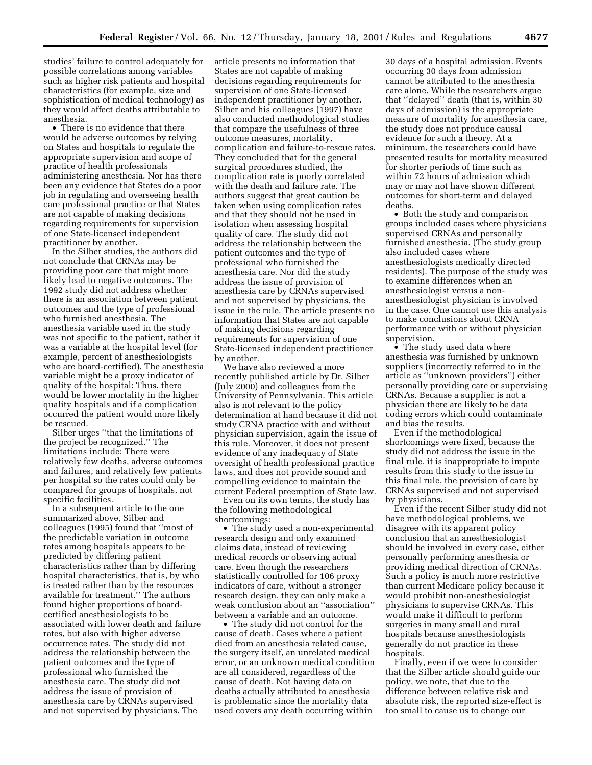studies' failure to control adequately for possible correlations among variables such as higher risk patients and hospital characteristics (for example, size and sophistication of medical technology) as they would affect deaths attributable to anesthesia.

- There is no evidence that there would be adverse outcomes by relying on States and hospitals to regulate the appropriate supervision and scope of practice of health professionals administering anesthesia. Nor has there been any evidence that States do a poor job in regulating and overseeing health care professional practice or that States are not capable of making decisions regarding requirements for supervision of one State-licensed independent practitioner by another.

In the Silber studies, the authors did not conclude that CRNAs may be providing poor care that might more likely lead to negative outcomes. The 1992 study did not address whether there is an association between patient outcomes and the type of professional who furnished anesthesia. The anesthesia variable used in the study was not specific to the patient, rather it was a variable at the hospital level (for example, percent of anesthesiologists who are board-certified). The anesthesia variable might be a proxy indicator of quality of the hospital: Thus, there would be lower mortality in the higher quality hospitals and if a complication occurred the patient would more likely be rescued.

Silber urges "that the limitations of the project be recognized." The limitations include: There were relatively few deaths, adverse outcomes and failures, and relatively few patients per hospital so the rates could only be compared for groups of hospitals, not specific facilities.

In a subsequent article to the one summarized above, Silber and colleagues (1995) found that "most of the predictable variation in outcome rates among hospitals appears to be predicted by differing patient characteristics rather than by differing hospital characteristics, that is, by who is treated rather than by the resources available for treatment." The authors found higher proportions of board-certified anesthesiologists to be associated with lower death and failure rates, but also with higher adverse occurrence rates. The study did not address the relationship between the patient outcomes and the type of professional who furnished the anesthesia care. The study did not address the issue of provision of anesthesia care by CRNAs supervised and not supervised by physicians. The article presents no information that States are not capable of making decisions regarding requirements for supervision of one State-licensed independent practitioner by another. Silber and his colleagues (1997) have also conducted methodological studies that compare the usefulness of three outcome measures, mortality, complication and failure-to-rescue rates. They concluded that for the general surgical procedures studied, the complication rate is poorly correlated with the death and failure rate. The authors suggest that great caution be taken when using complication rates and that they should not be used in isolation when assessing hospital quality of care. The study did not address the relationship between the patient outcomes and the type of professional who furnished the anesthesia care. Nor did the study address the issue of provision of anesthesia care by CRNAs supervised and not supervised by physicians, the issue in the rule. The article presents no information that States are not capable of making decisions regarding requirements for supervision of one State-licensed independent practitioner by another.

We have also reviewed a more recently published article by Dr. Silber (July 2000) and colleagues from the University of Pennsylvania. This article also is not relevant to the policy determination at hand because it did not study CRNA practice with and without physician supervision, again the issue of this rule. Moreover, it does not present evidence of any inadequacy of State oversight of health professional practice laws, and does not provide sound and compelling evidence to maintain the current Federal preemption of State law.

Even on its own terms, the study has the following methodological shortcomings:

- The study used a non-experimental research design and only examined claims data, instead of reviewing medical records or observing actual care. Even though the researchers statistically controlled for 106 proxy indicators of care, without a stronger research design, they can only make a weak conclusion about an "association" between a variable and an outcome.
- The study did not control for the cause of death. Cases where a patient died from an anesthesia related cause, the surgery itself, an unrelated medical error, or an unknown medical condition are all considered, regardless of the cause of death. Not having data on deaths actually attributed to anesthesia is problematic since the mortality data used covers any death occurring within 30 days of a hospital admission. Events occurring 30 days from admission cannot be attributed to the anesthesia care alone. While the researchers argue that "delayed" death (that is, within 30 days of admission) is the appropriate measure of mortality for anesthesia care, the study does not produce causal evidence for such a theory. At a minimum, the researchers could have presented results for mortality measured for shorter periods of time such as within 72 hours of admission which may or may not have shown different outcomes for short-term and delayed deaths.
- Both the study and comparison groups included cases where physicians supervised CRNAs and personally furnished anesthesia. (The study group also included cases where anesthesiologists medically directed residents). The purpose of the study was to examine differences when an anesthesiologist versus a non-anesthesiologist physician is involved in the case. One cannot use this analysis to make conclusions about CRNA performance with or without physician supervision.
- The study used data where anesthesia was furnished by unknown suppliers (incorrectly referred to in the article as "unknown providers") either personally providing care or supervising CRNAs. Because a supplier is not a physician there are likely to be data coding errors which could contaminate and bias the results.

Even if the methodological shortcomings were fixed, because the study did not address the issue in the final rule, it is inappropriate to impute results from this study to the issue in this final rule, the provision of care by CRNAs supervised and not supervised by physicians.

Even if the recent Silber study did not have methodological problems, we disagree with its apparent policy conclusion that an anesthesiologist should be involved in every case, either personally performing anesthesia or providing medical direction of CRNAs. Such a policy is much more restrictive than current Medicare policy because it would prohibit non-anesthesiologist physicians to supervise CRNAs. This would make it difficult to perform surgeries in many small and rural hospitals because anesthesiologists generally do not practice in these hospitals.

Finally, even if we were to consider that the Silber article should guide our policy, we note, that due to the difference between relative risk and absolute risk, the reported size-effect is too small to cause us to change our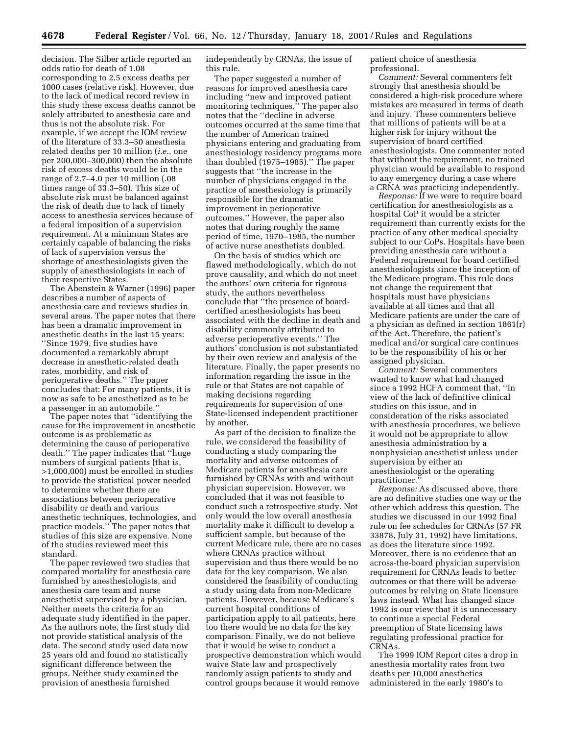decision. The Silber article reported an odds ratio for death of 1.08 corresponding to 2.5 excess deaths per 1000 cases (relative risk). However, due to the lack of medical record review in this study these excess deaths cannot be solely attributed to anesthesia care and thus is not the absolute risk. For example, if we accept the IOM review of the literature of 33.3–50 anesthesia related deaths per 10 million (*i.e.,* one per 200,000–300,000) then the absolute risk of excess deaths would be in the range of 2.7–4.0 per 10 million (.08 times range of 33.3–50). This size of absolute risk must be balanced against the risk of death due to lack of timely access to anesthesia services because of a federal imposition of a supervision requirement. At a minimum States are certainly capable of balancing the risks of lack of supervision versus the shortage of anesthesiologists given the supply of anesthesiologists in each of their respective States.

The Abenstein & Warner (1996) paper describes a number of aspects of anesthesia care and reviews studies in several areas. The paper notes that there has been a dramatic improvement in anesthetic deaths in the last 15 years: ''Since 1979, five studies have documented a remarkably abrupt decrease in anesthetic-related death rates, morbidity, and risk of perioperative deaths.'' The paper concludes that: For many patients, it is now as safe to be anesthetized as to be a passenger in an automobile.''

The paper notes that ''identifying the cause for the improvement in anesthetic outcome is as problematic as determining the cause of perioperative death.'' The paper indicates that ''huge numbers of surgical patients (that is, >1,000,000) must be enrolled in studies to provide the statistical power needed to determine whether there are associations between perioperative disability or death and various anesthetic techniques, technologies, and practice models.'' The paper notes that studies of this size are expensive. None of the studies reviewed meet this standard.

The paper reviewed two studies that compared mortality for anesthesia care furnished by anesthesiologists, and anesthesia care team and nurse anesthetist supervised by a physician. Neither meets the criteria for an adequate study identified in the paper. As the authors note, the first study did not provide statistical analysis of the data. The second study used data now 25 years old and found no statistically significant difference between the groups. Neither study examined the provision of anesthesia furnished independently by CRNAs, the issue of this rule.

The paper suggested a number of reasons for improved anesthesia care including ''new and improved patient monitoring techniques.'' The paper also notes that the ''decline in adverse outcomes occurred at the same time that the number of American trained physicians entering and graduating from anesthesiology residency programs more than doubled (1975–1985).'' The paper suggests that ''the increase in the number of physicians engaged in the practice of anesthesiology is primarily responsible for the dramatic improvement in perioperative outcomes.'' However, the paper also notes that during roughly the same period of time, 1970–1985, the number of active nurse anesthetists doubled.

On the basis of studies which are flawed methodologically, which do not prove causality, and which do not meet the authors' own criteria for rigorous study, the authors nevertheless conclude that ''the presence of board-certified anesthesiologists has been associated with the decline in death and disability commonly attributed to adverse perioperative events.'' The authors' conclusion is not substantiated by their own review and analysis of the literature. Finally, the paper presents no information regarding the issue in the rule or that States are not capable of making decisions regarding requirements for supervision of one State-licensed independent practitioner by another.

As part of the decision to finalize the rule, we considered the feasibility of conducting a study comparing the mortality and adverse outcomes of Medicare patients for anesthesia care furnished by CRNAs with and without physician supervision. However, we concluded that it was not feasible to conduct such a retrospective study. Not only would the low overall anesthesia mortality make it difficult to develop a sufficient sample, but because of the current Medicare rule, there are no cases where CRNAs practice without supervision and thus there would be no data for the key comparison. We also considered the feasibility of conducting a study using data from non-Medicare patients. However, because Medicare's current hospital conditions of participation apply to all patients, here too there would be no data for the key comparison. Finally, we do not believe that it would be wise to conduct a prospective demonstration which would waive State law and prospectively randomly assign patients to study and control groups because it would remove patient choice of anesthesia professional.

*Comment:* Several commenters felt strongly that anesthesia should be considered a high-risk procedure where mistakes are measured in terms of death and injury. These commenters believe that millions of patients will be at a higher risk for injury without the supervision of board certified anesthesiologists. One commenter noted that without the requirement, no trained physician would be available to respond to any emergency during a case where a CRNA was practicing independently.

*Response:* If we were to require board certification for anesthesiologists as a hospital CoP it would be a stricter requirement than currently exists for the practice of any other medical specialty subject to our CoPs. Hospitals have been providing anesthesia care without a Federal requirement for board certified anesthesiologists since the inception of the Medicare program. This rule does not change the requirement that hospitals must have physicians available at all times and that all Medicare patients are under the care of a physician as defined in section 1861(r) of the Act. Therefore, the patient's medical and/or surgical care continues to be the responsibility of his or her assigned physician.

*Comment:* Several commenters wanted to know what had changed since a 1992 HCFA comment that, ''In view of the lack of definitive clinical studies on this issue, and in consideration of the risks associated with anesthesia procedures, we believe it would not be appropriate to allow anesthesia administration by a nonphysician anesthetist unless under supervision by either an anesthesiologist or the operating practitioner.''

*Response:* As discussed above, there are no definitive studies one way or the other which address this question. The studies we discussed in our 1992 final rule on fee schedules for CRNAs (57 FR 33878, July 31, 1992) have limitations, as does the literature since 1992. Moreover, there is no evidence that an across-the-board physician supervision requirement for CRNAs leads to better outcomes or that there will be adverse outcomes by relying on State licensure laws instead. What has changed since 1992 is our view that it is unnecessary to continue a special Federal preemption of State licensing laws regulating professional practice for CRNAs.

The 1999 IOM Report cites a drop in anesthesia mortality rates from two deaths per 10,000 anesthetics administered in the early 1980's to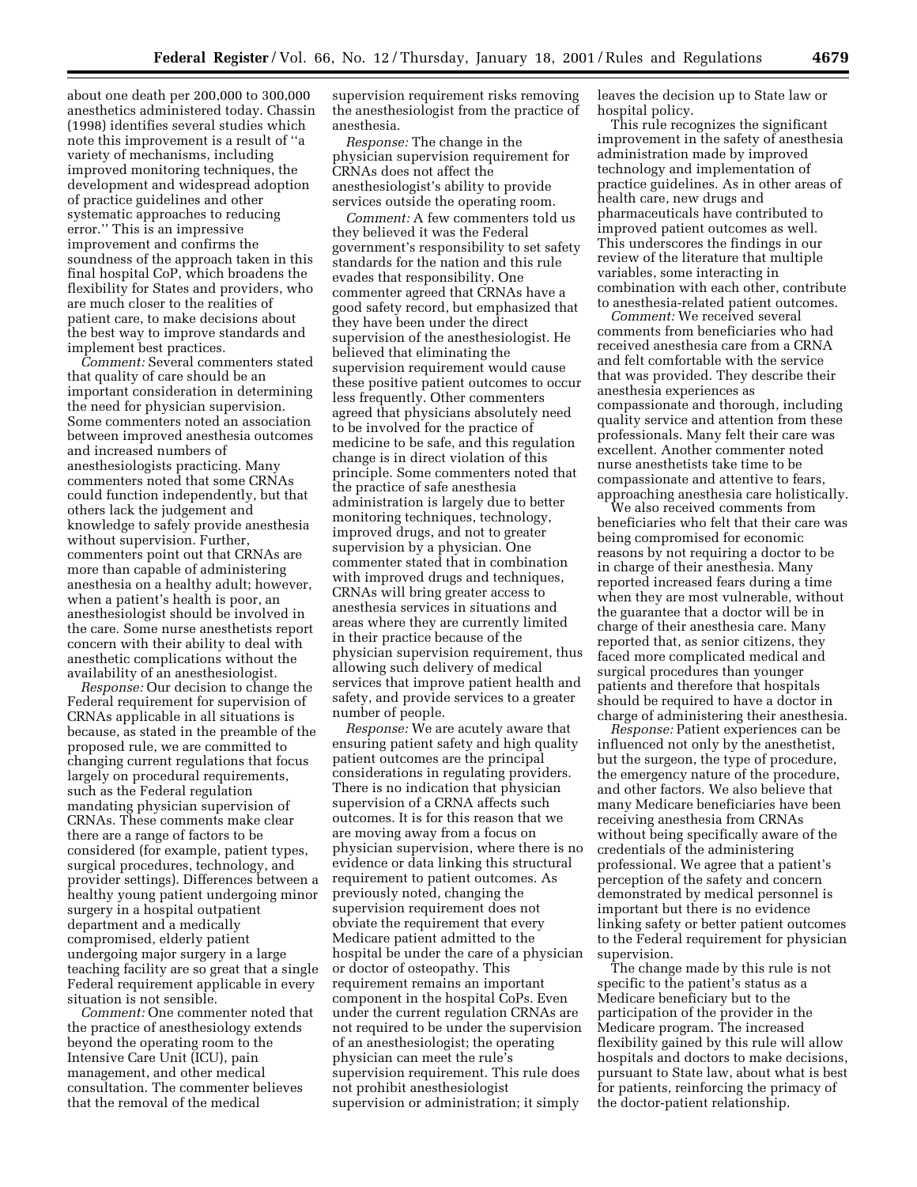about one death per 200,000 to 300,000 anesthetics administered today. Chassin (1998) identifies several studies which note this improvement is a result of ''a variety of mechanisms, including improved monitoring techniques, the development and widespread adoption of practice guidelines and other systematic approaches to reducing error.'' This is an impressive improvement and confirms the soundness of the approach taken in this final hospital CoP, which broadens the flexibility for States and providers, who are much closer to the realities of patient care, to make decisions about the best way to improve standards and implement best practices.

*Comment:* Several commenters stated that quality of care should be an important consideration in determining the need for physician supervision. Some commenters noted an association between improved anesthesia outcomes and increased numbers of anesthesiologists practicing. Many commenters noted that some CRNAs could function independently, but that others lack the judgement and knowledge to safely provide anesthesia without supervision. Further, commenters point out that CRNAs are more than capable of administering anesthesia on a healthy adult; however, when a patient's health is poor, an anesthesiologist should be involved in the care. Some nurse anesthetists report concern with their ability to deal with anesthetic complications without the availability of an anesthesiologist.

*Response:* Our decision to change the Federal requirement for supervision of CRNAs applicable in all situations is because, as stated in the preamble of the proposed rule, we are committed to changing current regulations that focus largely on procedural requirements, such as the Federal regulation mandating physician supervision of CRNAs. These comments make clear there are a range of factors to be considered (for example, patient types, surgical procedures, technology, and provider settings). Differences between a healthy young patient undergoing minor surgery in a hospital outpatient department and a medically compromised, elderly patient undergoing major surgery in a large teaching facility are so great that a single Federal requirement applicable in every situation is not sensible.

*Comment:* One commenter noted that the practice of anesthesiology extends beyond the operating room to the Intensive Care Unit (ICU), pain management, and other medical consultation. The commenter believes that the removal of the medical supervision requirement risks removing the anesthesiologist from the practice of anesthesia.

*Response:* The change in the physician supervision requirement for CRNAs does not affect the anesthesiologist's ability to provide services outside the operating room.

*Comment:* A few commenters told us they believed it was the Federal government's responsibility to set safety standards for the nation and this rule evades that responsibility. One commenter agreed that CRNAs have a good safety record, but emphasized that they have been under the direct supervision of the anesthesiologist. He believed that eliminating the supervision requirement would cause these positive patient outcomes to occur less frequently. Other commenters agreed that physicians absolutely need to be involved for the practice of medicine to be safe, and this regulation change is in direct violation of this principle. Some commenters noted that the practice of safe anesthesia administration is largely due to better monitoring techniques, technology, improved drugs, and not to greater supervision by a physician. One commenter stated that in combination with improved drugs and techniques, CRNAs will bring greater access to anesthesia services in situations and areas where they are currently limited in their practice because of the physician supervision requirement, thus allowing such delivery of medical services that improve patient health and safety, and provide services to a greater number of people.

*Response:* We are acutely aware that ensuring patient safety and high quality patient outcomes are the principal considerations in regulating providers. There is no indication that physician supervision of a CRNA affects such outcomes. It is for this reason that we are moving away from a focus on physician supervision, where there is no evidence or data linking this structural requirement to patient outcomes. As previously noted, changing the supervision requirement does not obviate the requirement that every Medicare patient admitted to the hospital be under the care of a physician or doctor of osteopathy. This requirement remains an important component in the hospital CoPs. Even under the current regulation CRNAs are not required to be under the supervision of an anesthesiologist; the operating physician can meet the rule's supervision requirement. This rule does not prohibit anesthesiologist supervision or administration; it simply leaves the decision up to State law or hospital policy.

This rule recognizes the significant improvement in the safety of anesthesia administration made by improved technology and implementation of practice guidelines. As in other areas of health care, new drugs and pharmaceuticals have contributed to improved patient outcomes as well. This underscores the findings in our review of the literature that multiple variables, some interacting in combination with each other, contribute to anesthesia-related patient outcomes.

*Comment:* We received several comments from beneficiaries who had received anesthesia care from a CRNA and felt comfortable with the service that was provided. They describe their anesthesia experiences as compassionate and thorough, including quality service and attention from these professionals. Many felt their care was excellent. Another commenter noted nurse anesthetists take time to be compassionate and attentive to fears, approaching anesthesia care holistically.

We also received comments from beneficiaries who felt that their care was being compromised for economic reasons by not requiring a doctor to be in charge of their anesthesia. Many reported increased fears during a time when they are most vulnerable, without the guarantee that a doctor will be in charge of their anesthesia care. Many reported that, as senior citizens, they faced more complicated medical and surgical procedures than younger patients and therefore that hospitals should be required to have a doctor in charge of administering their anesthesia.

*Response:* Patient experiences can be influenced not only by the anesthetist, but the surgeon, the type of procedure, the emergency nature of the procedure, and other factors. We also believe that many Medicare beneficiaries have been receiving anesthesia from CRNAs without being specifically aware of the credentials of the administering professional. We agree that a patient's perception of the safety and concern demonstrated by medical personnel is important but there is no evidence linking safety or better patient outcomes to the Federal requirement for physician supervision.

The change made by this rule is not specific to the patient's status as a Medicare beneficiary but to the participation of the provider in the Medicare program. The increased flexibility gained by this rule will allow hospitals and doctors to make decisions, pursuant to State law, about what is best for patients, reinforcing the primacy of the doctor-patient relationship.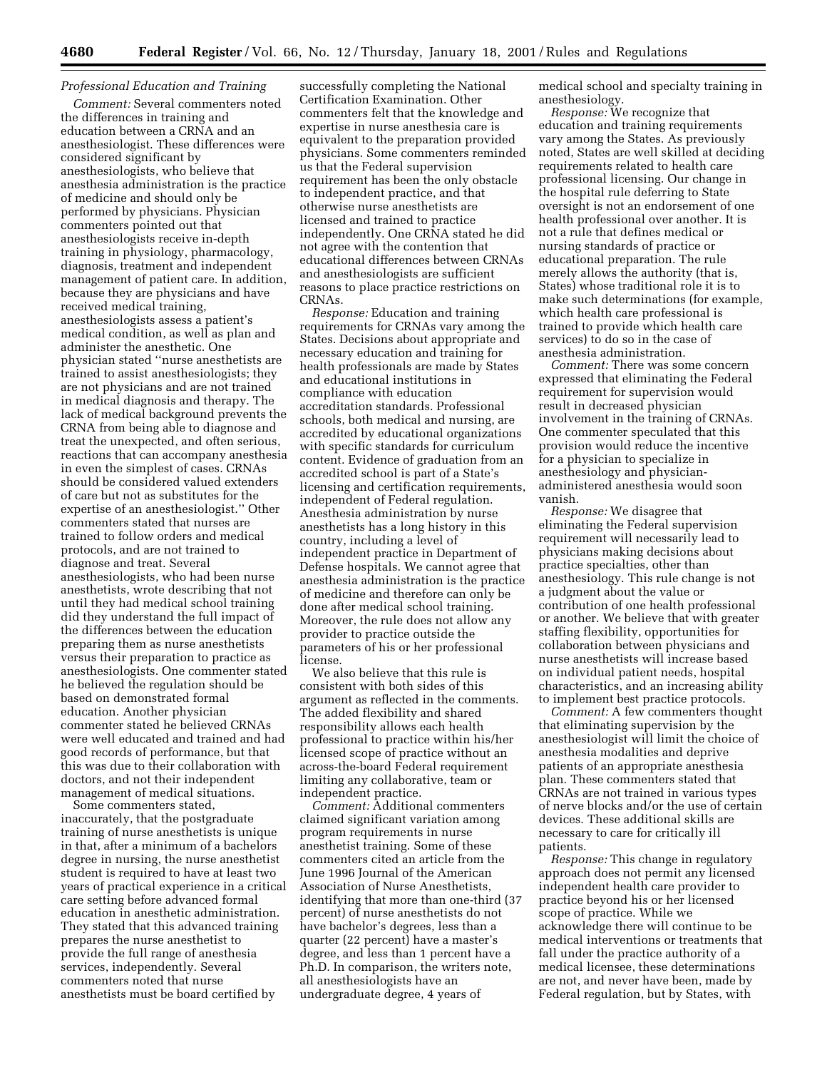*Professional Education and Training*

*Comment:* Several commenters noted the differences in training and education between a CRNA and an anesthesiologist. These differences were considered significant by anesthesiologists, who believe that anesthesia administration is the practice of medicine and should only be performed by physicians. Physician commenters pointed out that anesthesiologists receive in-depth training in physiology, pharmacology, diagnosis, treatment and independent management of patient care. In addition, because they are physicians and have received medical training, anesthesiologists assess a patient's medical condition, as well as plan and administer the anesthetic. One physician stated "nurse anesthetists are trained to assist anesthesiologists; they are not physicians and are not trained in medical diagnosis and therapy. The lack of medical background prevents the CRNA from being able to diagnose and treat the unexpected, and often serious, reactions that can accompany anesthesia in even the simplest of cases. CRNAs should be considered valued extenders of care but not as substitutes for the expertise of an anesthesiologist." Other commenters stated that nurses are trained to follow orders and medical protocols, and are not trained to diagnose and treat. Several anesthesiologists, who had been nurse anesthetists, wrote describing that not until they had medical school training did they understand the full impact of the differences between the education preparing them as nurse anesthetists versus their preparation to practice as anesthesiologists. One commenter stated he believed the regulation should be based on demonstrated formal education. Another physician commenter stated he believed CRNAs were well educated and trained and had good records of performance, but that this was due to their collaboration with doctors, and not their independent management of medical situations.

Some commenters stated, inaccurately, that the postgraduate training of nurse anesthetists is unique in that, after a minimum of a bachelors degree in nursing, the nurse anesthetist student is required to have at least two years of practical experience in a critical care setting before advanced formal education in anesthetic administration. They stated that this advanced training prepares the nurse anesthetist to provide the full range of anesthesia services, independently. Several commenters noted that nurse anesthetists must be board certified by successfully completing the National Certification Examination. Other commenters felt that the knowledge and expertise in nurse anesthesia care is equivalent to the preparation provided physicians. Some commenters reminded us that the Federal supervision requirement has been the only obstacle to independent practice, and that otherwise nurse anesthetists are licensed and trained to practice independently. One CRNA stated he did not agree with the contention that educational differences between CRNAs and anesthesiologists are sufficient reasons to place practice restrictions on CRNAs.

*Response:* Education and training requirements for CRNAs vary among the States. Decisions about appropriate and necessary education and training for health professionals are made by States and educational institutions in compliance with education accreditation standards. Professional schools, both medical and nursing, are accredited by educational organizations with specific standards for curriculum content. Evidence of graduation from an accredited school is part of a State's licensing and certification requirements, independent of Federal regulation. Anesthesia administration by nurse anesthetists has a long history in this country, including a level of independent practice in Department of Defense hospitals. We cannot agree that anesthesia administration is the practice of medicine and therefore can only be done after medical school training. Moreover, the rule does not allow any provider to practice outside the parameters of his or her professional license.

We also believe that this rule is consistent with both sides of this argument as reflected in the comments. The added flexibility and shared responsibility allows each health professional to practice within his/her licensed scope of practice without an across-the-board Federal requirement limiting any collaborative, team or independent practice.

*Comment:* Additional commenters claimed significant variation among program requirements in nurse anesthetist training. Some of these commenters cited an article from the June 1996 Journal of the American Association of Nurse Anesthetists, identifying that more than one-third (37 percent) of nurse anesthetists do not have bachelor's degrees, less than a quarter (22 percent) have a master's degree, and less than 1 percent have a Ph.D. In comparison, the writers note, all anesthesiologists have an undergraduate degree, 4 years of medical school and specialty training in anesthesiology.

*Response:* We recognize that education and training requirements vary among the States. As previously noted, States are well skilled at deciding requirements related to health care professional licensing. Our change in the hospital rule deferring to State oversight is not an endorsement of one health professional over another. It is not a rule that defines medical or nursing standards of practice or educational preparation. The rule merely allows the authority (that is, States) whose traditional role it is to make such determinations (for example, which health care professional is trained to provide which health care services) to do so in the case of anesthesia administration.

*Comment:* There was some concern expressed that eliminating the Federal requirement for supervision would result in decreased physician involvement in the training of CRNAs. One commenter speculated that this provision would reduce the incentive for a physician to specialize in anesthesiology and physician-administered anesthesia would soon vanish.

*Response:* We disagree that eliminating the Federal supervision requirement will necessarily lead to physicians making decisions about practice specialties, other than anesthesiology. This rule change is not a judgment about the value or contribution of one health professional or another. We believe that with greater staffing flexibility, opportunities for collaboration between physicians and nurse anesthetists will increase based on individual patient needs, hospital characteristics, and an increasing ability to implement best practice protocols.

*Comment:* A few commenters thought that eliminating supervision by the anesthesiologist will limit the choice of anesthesia modalities and deprive patients of an appropriate anesthesia plan. These commenters stated that CRNAs are not trained in various types of nerve blocks and/or the use of certain devices. These additional skills are necessary to care for critically ill patients.

*Response:* This change in regulatory approach does not permit any licensed independent health care provider to practice beyond his or her licensed scope of practice. While we acknowledge there will continue to be medical interventions or treatments that fall under the practice authority of a medical licensee, these determinations are not, and never have been, made by Federal regulation, but by States, with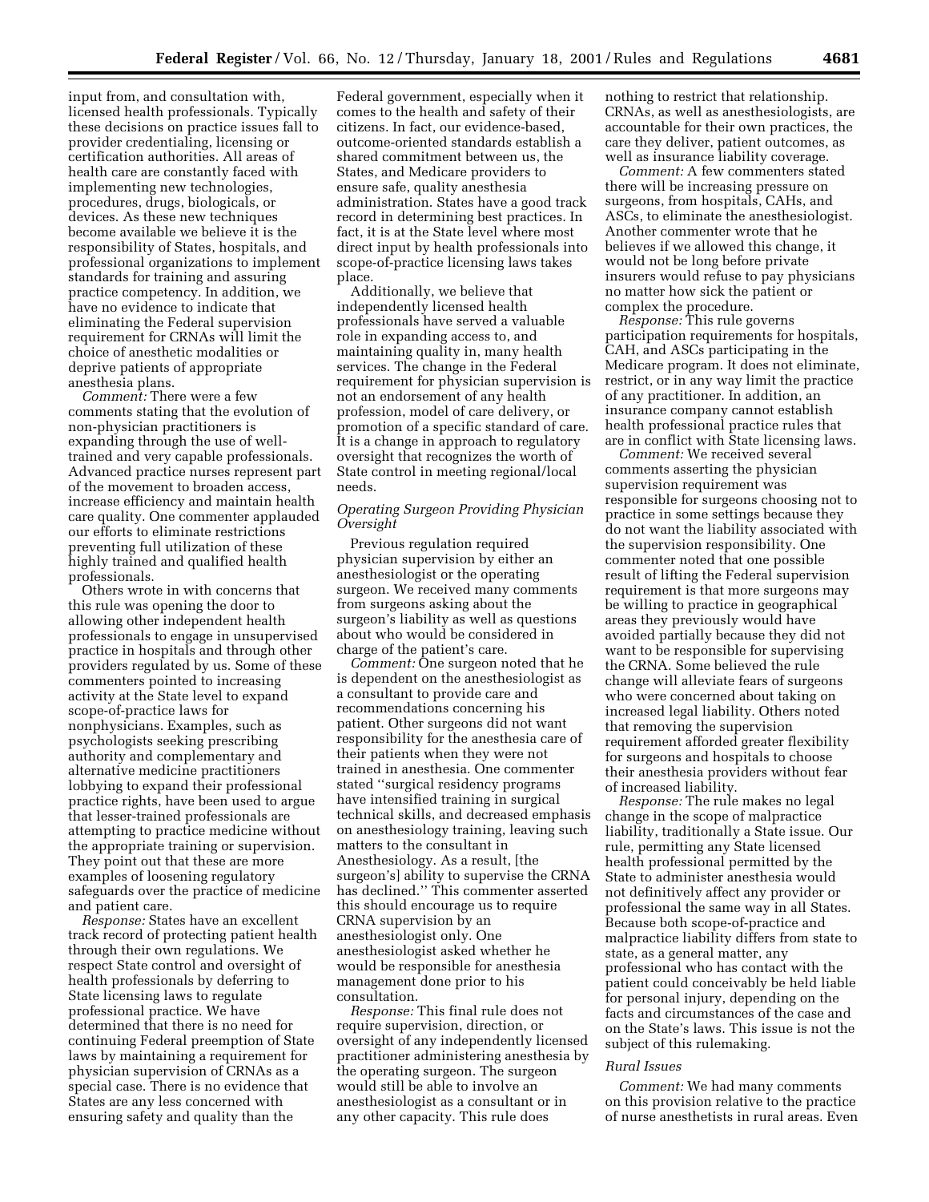input from, and consultation with, licensed health professionals. Typically these decisions on practice issues fall to provider credentialing, licensing or certification authorities. All areas of health care are constantly faced with implementing new technologies, procedures, drugs, biologicals, or devices. As these new techniques become available we believe it is the responsibility of States, hospitals, and professional organizations to implement standards for training and assuring practice competency. In addition, we have no evidence to indicate that eliminating the Federal supervision requirement for CRNAs will limit the choice of anesthetic modalities or deprive patients of appropriate anesthesia plans.

*Comment:* There were a few comments stating that the evolution of non-physician practitioners is expanding through the use of well-trained and very capable professionals. Advanced practice nurses represent part of the movement to broaden access, increase efficiency and maintain health care quality. One commenter applauded our efforts to eliminate restrictions preventing full utilization of these highly trained and qualified health professionals.

Others wrote in with concerns that this rule was opening the door to allowing other independent health professionals to engage in unsupervised practice in hospitals and through other providers regulated by us. Some of these commenters pointed to increasing activity at the State level to expand scope-of-practice laws for nonphysicians. Examples, such as psychologists seeking prescribing authority and complementary and alternative medicine practitioners lobbying to expand their professional practice rights, have been used to argue that lesser-trained professionals are attempting to practice medicine without the appropriate training or supervision. They point out that these are more examples of loosening regulatory safeguards over the practice of medicine and patient care.

*Response:* States have an excellent track record of protecting patient health through their own regulations. We respect State control and oversight of health professionals by deferring to State licensing laws to regulate professional practice. We have determined that there is no need for continuing Federal preemption of State laws by maintaining a requirement for physician supervision of CRNAs as a special case. There is no evidence that States are any less concerned with ensuring safety and quality than the Federal government, especially when it comes to the health and safety of their citizens. In fact, our evidence-based, outcome-oriented standards establish a shared commitment between us, the States, and Medicare providers to ensure safe, quality anesthesia administration. States have a good track record in determining best practices. In fact, it is at the State level where most direct input by health professionals into scope-of-practice licensing laws takes place.

Additionally, we believe that independently licensed health professionals have served a valuable role in expanding access to, and maintaining quality in, many health services. The change in the Federal requirement for physician supervision is not an endorsement of any health profession, model of care delivery, or promotion of a specific standard of care. It is a change in approach to regulatory oversight that recognizes the worth of State control in meeting regional/local needs.

*Operating Surgeon Providing Physician Oversight*

Previous regulation required physician supervision by either an anesthesiologist or the operating surgeon. We received many comments from surgeons asking about the surgeon's liability as well as questions about who would be considered in charge of the patient's care.

*Comment:* One surgeon noted that he is dependent on the anesthesiologist as a consultant to provide care and recommendations concerning his patient. Other surgeons did not want responsibility for the anesthesia care of their patients when they were not trained in anesthesia. One commenter stated ''surgical residency programs have intensified training in surgical technical skills, and decreased emphasis on anesthesiology training, leaving such matters to the consultant in Anesthesiology. As a result, [the surgeon's] ability to supervise the CRNA has declined.'' This commenter asserted this should encourage us to require CRNA supervision by an anesthesiologist only. One anesthesiologist asked whether he would be responsible for anesthesia management done prior to his consultation.

*Response:* This final rule does not require supervision, direction, or oversight of any independently licensed practitioner administering anesthesia by the operating surgeon. The surgeon would still be able to involve an anesthesiologist as a consultant or in any other capacity. This rule does nothing to restrict that relationship. CRNAs, as well as anesthesiologists, are accountable for their own practices, the care they deliver, patient outcomes, as well as insurance liability coverage.

*Comment:* A few commenters stated there will be increasing pressure on surgeons, from hospitals, CAHs, and ASCs, to eliminate the anesthesiologist. Another commenter wrote that he believes if we allowed this change, it would not be long before private insurers would refuse to pay physicians no matter how sick the patient or complex the procedure.

*Response:* This rule governs participation requirements for hospitals, CAH, and ASCs participating in the Medicare program. It does not eliminate, restrict, or in any way limit the practice of any practitioner. In addition, an insurance company cannot establish health professional practice rules that are in conflict with State licensing laws.

*Comment:* We received several comments asserting the physician supervision requirement was responsible for surgeons choosing not to practice in some settings because they do not want the liability associated with the supervision responsibility. One commenter noted that one possible result of lifting the Federal supervision requirement is that more surgeons may be willing to practice in geographical areas they previously would have avoided partially because they did not want to be responsible for supervising the CRNA. Some believed the rule change will alleviate fears of surgeons who were concerned about taking on increased legal liability. Others noted that removing the supervision requirement afforded greater flexibility for surgeons and hospitals to choose their anesthesia providers without fear of increased liability.

*Response:* The rule makes no legal change in the scope of malpractice liability, traditionally a State issue. Our rule, permitting any State licensed health professional permitted by the State to administer anesthesia would not definitively affect any provider or professional the same way in all States. Because both scope-of-practice and malpractice liability differs from state to state, as a general matter, any professional who has contact with the patient could conceivably be held liable for personal injury, depending on the facts and circumstances of the case and on the State's laws. This issue is not the subject of this rulemaking.

*Rural Issues*

*Comment:* We had many comments on this provision relative to the practice of nurse anesthetists in rural areas. Even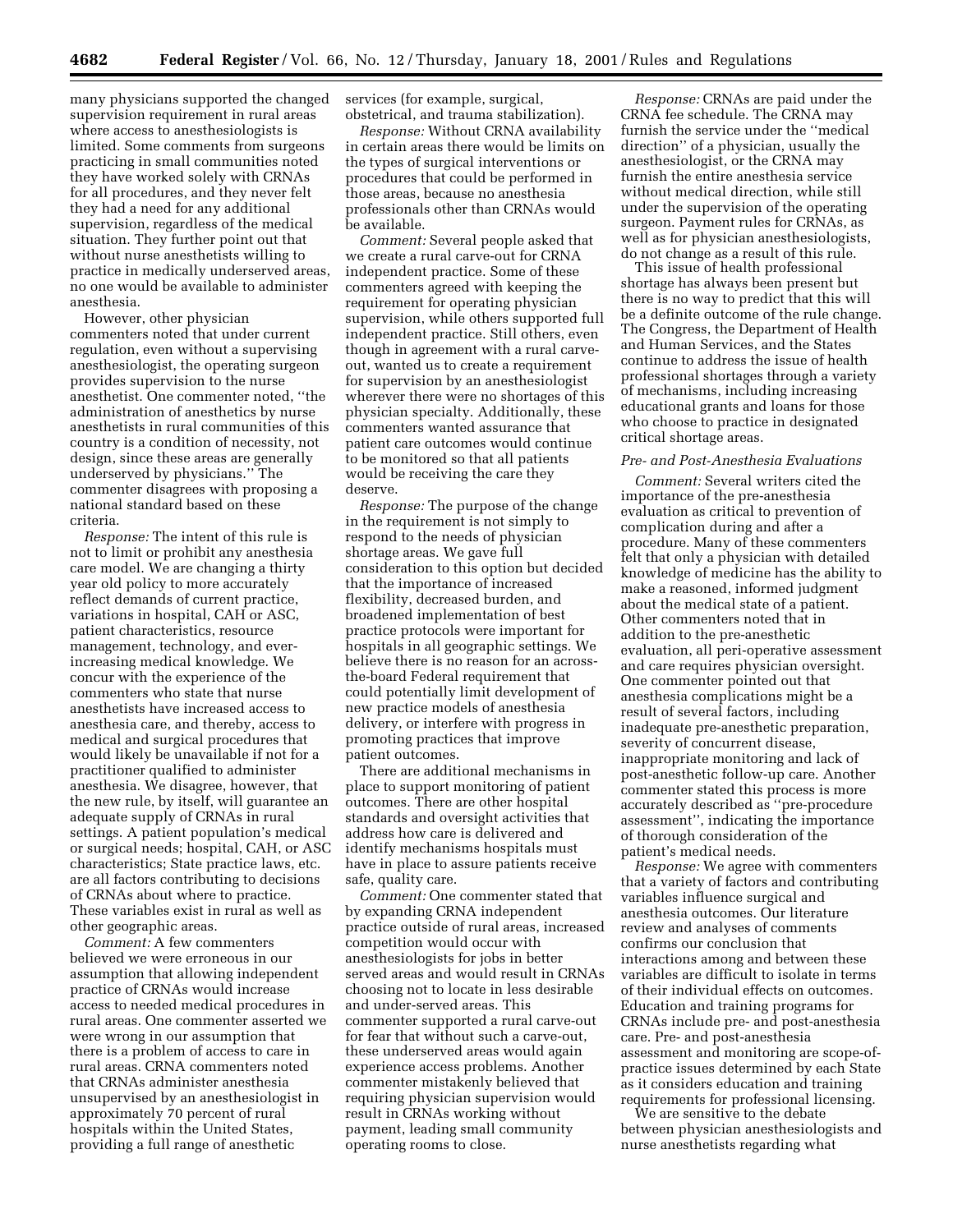many physicians supported the changed supervision requirement in rural areas where access to anesthesiologists is limited. Some comments from surgeons practicing in small communities noted they have worked solely with CRNAs for all procedures, and they never felt they had a need for any additional supervision, regardless of the medical situation. They further point out that without nurse anesthetists willing to practice in medically underserved areas, no one would be available to administer anesthesia.

However, other physician commenters noted that under current regulation, even without a supervising anesthesiologist, the operating surgeon provides supervision to the nurse anesthetist. One commenter noted, "the administration of anesthetics by nurse anesthetists in rural communities of this country is a condition of necessity, not design, since these areas are generally underserved by physicians." The commenter disagrees with proposing a national standard based on these criteria.

*Response:* The intent of this rule is not to limit or prohibit any anesthesia care model. We are changing a thirty year old policy to more accurately reflect demands of current practice, variations in hospital, CAH or ASC, patient characteristics, resource management, technology, and ever-increasing medical knowledge. We concur with the experience of the commenters who state that nurse anesthetists have increased access to anesthesia care, and thereby, access to medical and surgical procedures that would likely be unavailable if not for a practitioner qualified to administer anesthesia. We disagree, however, that the new rule, by itself, will guarantee an adequate supply of CRNAs in rural settings. A patient population's medical or surgical needs; hospital, CAH, or ASC characteristics; State practice laws, etc. are all factors contributing to decisions of CRNAs about where to practice. These variables exist in rural as well as other geographic areas.

*Comment:* A few commenters believed we were erroneous in our assumption that allowing independent practice of CRNAs would increase access to needed medical procedures in rural areas. One commenter asserted we were wrong in our assumption that there is a problem of access to care in rural areas. CRNA commenters noted that CRNAs administer anesthesia unsupervised by an anesthesiologist in approximately 70 percent of rural hospitals within the United States, providing a full range of anesthetic services (for example, surgical, obstetrical, and trauma stabilization).

*Response:* Without CRNA availability in certain areas there would be limits on the types of surgical interventions or procedures that could be performed in those areas, because no anesthesia professionals other than CRNAs would be available.

*Comment:* Several people asked that we create a rural carve-out for CRNA independent practice. Some of these commenters agreed with keeping the requirement for operating physician supervision, while others supported full independent practice. Still others, even though in agreement with a rural carve-out, wanted us to create a requirement for supervision by an anesthesiologist wherever there were no shortages of this physician specialty. Additionally, these commenters wanted assurance that patient care outcomes would continue to be monitored so that all patients would be receiving the care they deserve.

*Response:* The purpose of the change in the requirement is not simply to respond to the needs of physician shortage areas. We gave full consideration to this option but decided that the importance of increased flexibility, decreased burden, and broadened implementation of best practice protocols were important for hospitals in all geographic settings. We believe there is no reason for an across-the-board Federal requirement that could potentially limit development of new practice models of anesthesia delivery, or interfere with progress in promoting practices that improve patient outcomes.

There are additional mechanisms in place to support monitoring of patient outcomes. There are other hospital standards and oversight activities that address how care is delivered and identify mechanisms hospitals must have in place to assure patients receive safe, quality care.

*Comment:* One commenter stated that by expanding CRNA independent practice outside of rural areas, increased competition would occur with anesthesiologists for jobs in better served areas and would result in CRNAs choosing not to locate in less desirable and under-served areas. This commenter supported a rural carve-out for fear that without such a carve-out, these underserved areas would again experience access problems. Another commenter mistakenly believed that requiring physician supervision would result in CRNAs working without payment, leading small community operating rooms to close.

*Response:* CRNAs are paid under the CRNA fee schedule. The CRNA may furnish the service under the "medical direction" of a physician, usually the anesthesiologist, or the CRNA may furnish the entire anesthesia service without medical direction, while still under the supervision of the operating surgeon. Payment rules for CRNAs, as well as for physician anesthesiologists, do not change as a result of this rule.

This issue of health professional shortage has always been present but there is no way to predict that this will be a definite outcome of the rule change. The Congress, the Department of Health and Human Services, and the States continue to address the issue of health professional shortages through a variety of mechanisms, including increasing educational grants and loans for those who choose to practice in designated critical shortage areas.

### *Pre- and Post-Anesthesia Evaluations*

*Comment:* Several writers cited the importance of the pre-anesthesia evaluation as critical to prevention of complication during and after a procedure. Many of these commenters felt that only a physician with detailed knowledge of medicine has the ability to make a reasoned, informed judgment about the medical state of a patient. Other commenters noted that in addition to the pre-anesthetic evaluation, all peri-operative assessment and care requires physician oversight. One commenter pointed out that anesthesia complications might be a result of several factors, including inadequate pre-anesthetic preparation, severity of concurrent disease, inappropriate monitoring and lack of post-anesthetic follow-up care. Another commenter stated this process is more accurately described as "pre-procedure assessment", indicating the importance of thorough consideration of the patient's medical needs.

*Response:* We agree with commenters that a variety of factors and contributing variables influence surgical and anesthesia outcomes. Our literature review and analyses of comments confirms our conclusion that interactions among and between these variables are difficult to isolate in terms of their individual effects on outcomes. Education and training programs for CRNAs include pre- and post-anesthesia care. Pre- and post-anesthesia assessment and monitoring are scope-of-practice issues determined by each State as it considers education and training requirements for professional licensing.

We are sensitive to the debate between physician anesthesiologists and nurse anesthetists regarding what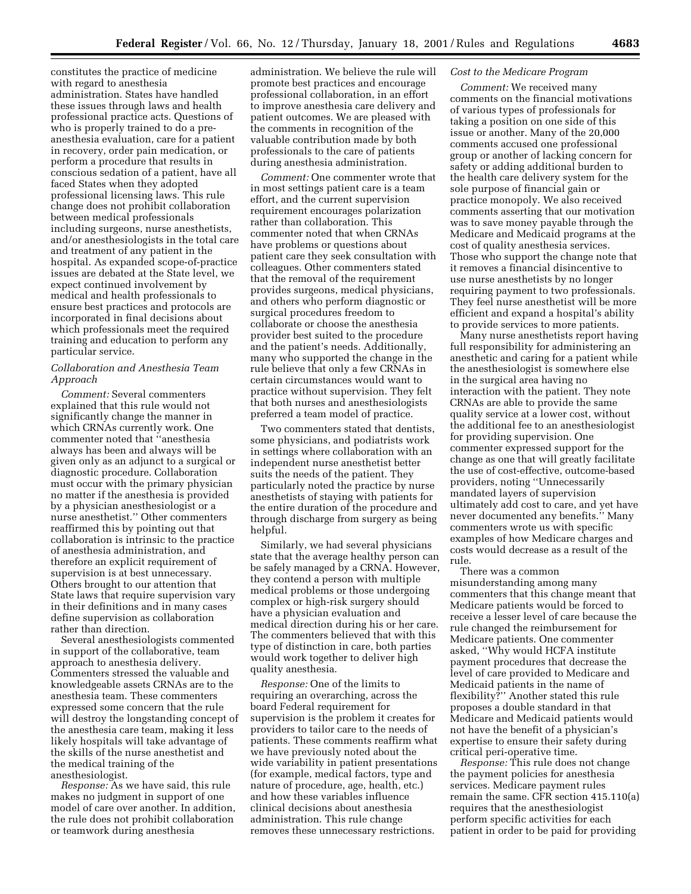constitutes the practice of medicine with regard to anesthesia administration. States have handled these issues through laws and health professional practice acts. Questions of who is properly trained to do a pre-anesthesia evaluation, care for a patient in recovery, order pain medication, or perform a procedure that results in conscious sedation of a patient, have all faced States when they adopted professional licensing laws. This rule change does not prohibit collaboration between medical professionals including surgeons, nurse anesthetists, and/or anesthesiologists in the total care and treatment of any patient in the hospital. As expanded scope-of-practice issues are debated at the State level, we expect continued involvement by medical and health professionals to ensure best practices and protocols are incorporated in final decisions about which professionals meet the required training and education to perform any particular service.

*Collaboration and Anesthesia Team Approach*

*Comment:* Several commenters explained that this rule would not significantly change the manner in which CRNAs currently work. One commenter noted that "anesthesia always has been and always will be given only as an adjunct to a surgical or diagnostic procedure. Collaboration must occur with the primary physician no matter if the anesthesia is provided by a physician anesthesiologist or a nurse anesthetist." Other commenters reaffirmed this by pointing out that collaboration is intrinsic to the practice of anesthesia administration, and therefore an explicit requirement of supervision is at best unnecessary. Others brought to our attention that State laws that require supervision vary in their definitions and in many cases define supervision as collaboration rather than direction.

Several anesthesiologists commented in support of the collaborative, team approach to anesthesia delivery. Commenters stressed the valuable and knowledgeable assets CRNAs are to the anesthesia team. These commenters expressed some concern that the rule will destroy the longstanding concept of the anesthesia care team, making it less likely hospitals will take advantage of the skills of the nurse anesthetist and the medical training of the anesthesiologist.

*Response:* As we have said, this rule makes no judgment in support of one model of care over another. In addition, the rule does not prohibit collaboration or teamwork during anesthesia administration. We believe the rule will promote best practices and encourage professional collaboration, in an effort to improve anesthesia care delivery and patient outcomes. We are pleased with the comments in recognition of the valuable contribution made by both professionals to the care of patients during anesthesia administration.

*Comment:* One commenter wrote that in most settings patient care is a team effort, and the current supervision requirement encourages polarization rather than collaboration. This commenter noted that when CRNAs have problems or questions about patient care they seek consultation with colleagues. Other commenters stated that the removal of the requirement provides surgeons, medical physicians, and others who perform diagnostic or surgical procedures freedom to collaborate or choose the anesthesia provider best suited to the procedure and the patient's needs. Additionally, many who supported the change in the rule believe that only a few CRNAs in certain circumstances would want to practice without supervision. They felt that both nurses and anesthesiologists preferred a team model of practice.

Two commenters stated that dentists, some physicians, and podiatrists work in settings where collaboration with an independent nurse anesthetist better suits the needs of the patient. They particularly noted the practice by nurse anesthetists of staying with patients for the entire duration of the procedure and through discharge from surgery as being helpful.

Similarly, we had several physicians state that the average healthy person can be safely managed by a CRNA. However, they contend a person with multiple medical problems or those undergoing complex or high-risk surgery should have a physician evaluation and medical direction during his or her care. The commenters believed that with this type of distinction in care, both parties would work together to deliver high quality anesthesia.

*Response:* One of the limits to requiring an overarching, across the board Federal requirement for supervision is the problem it creates for providers to tailor care to the needs of patients. These comments reaffirm what we have previously noted about the wide variability in patient presentations (for example, medical factors, type and nature of procedure, age, health, etc.) and how these variables influence clinical decisions about anesthesia administration. This rule change removes these unnecessary restrictions.

*Cost to the Medicare Program*

*Comment:* We received many comments on the financial motivations of various types of professionals for taking a position on one side of this issue or another. Many of the 20,000 comments accused one professional group or another of lacking concern for safety or adding additional burden to the health care delivery system for the sole purpose of financial gain or practice monopoly. We also received comments asserting that our motivation was to save money payable through the Medicare and Medicaid programs at the cost of quality anesthesia services. Those who support the change note that it removes a financial disincentive to use nurse anesthetists by no longer requiring payment to two professionals. They feel nurse anesthetist will be more efficient and expand a hospital's ability to provide services to more patients.

Many nurse anesthetists report having full responsibility for administering an anesthetic and caring for a patient while the anesthesiologist is somewhere else in the surgical area having no interaction with the patient. They note CRNAs are able to provide the same quality service at a lower cost, without the additional fee to an anesthesiologist for providing supervision. One commenter expressed support for the change as one that will greatly facilitate the use of cost-effective, outcome-based providers, noting "Unnecessarily mandated layers of supervision ultimately add cost to care, and yet have never documented any benefits." Many commenters wrote us with specific examples of how Medicare charges and costs would decrease as a result of the rule.

There was a common misunderstanding among many commenters that this change meant that Medicare patients would be forced to receive a lesser level of care because the rule changed the reimbursement for Medicare patients. One commenter asked, "Why would HCFA institute payment procedures that decrease the level of care provided to Medicare and Medicaid patients in the name of flexibility?" Another stated this rule proposes a double standard in that Medicare and Medicaid patients would not have the benefit of a physician's expertise to ensure their safety during critical peri-operative time.

*Response:* This rule does not change the payment policies for anesthesia services. Medicare payment rules remain the same. CFR section 415.110(a) requires that the anesthesiologist perform specific activities for each patient in order to be paid for providing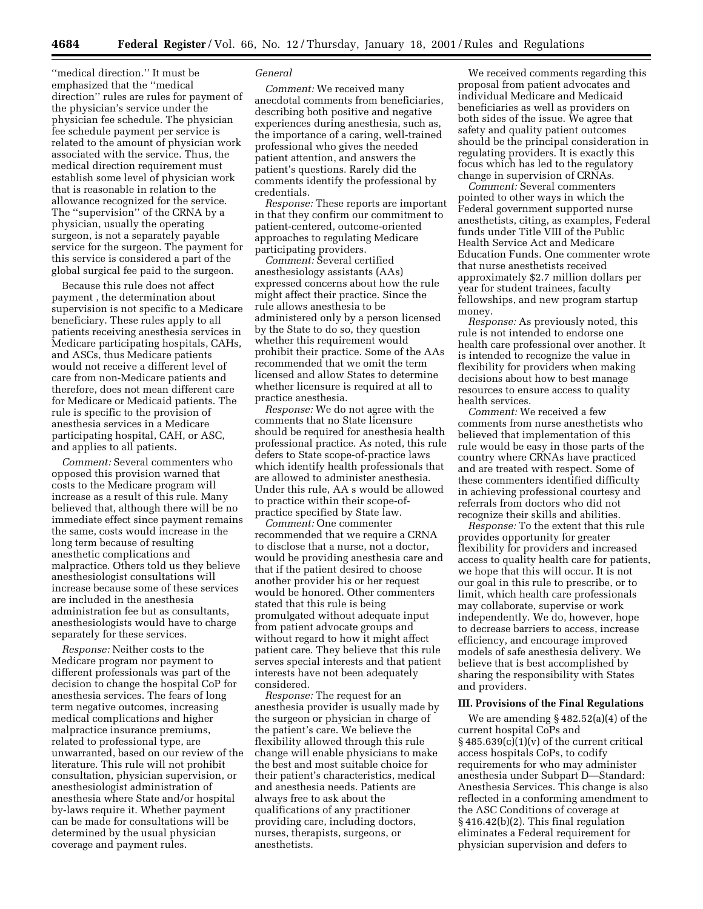''medical direction.'' It must be emphasized that the ''medical direction'' rules are rules for payment of the physician's service under the physician fee schedule. The physician fee schedule payment per service is related to the amount of physician work associated with the service. Thus, the medical direction requirement must establish some level of physician work that is reasonable in relation to the allowance recognized for the service. The ''supervision'' of the CRNA by a physician, usually the operating surgeon, is not a separately payable service for the surgeon. The payment for this service is considered a part of the global surgical fee paid to the surgeon.

Because this rule does not affect payment , the determination about supervision is not specific to a Medicare beneficiary. These rules apply to all patients receiving anesthesia services in Medicare participating hospitals, CAHs, and ASCs, thus Medicare patients would not receive a different level of care from non-Medicare patients and therefore, does not mean different care for Medicare or Medicaid patients. The rule is specific to the provision of anesthesia services in a Medicare participating hospital, CAH, or ASC, and applies to all patients.

*Comment:* Several commenters who opposed this provision warned that costs to the Medicare program will increase as a result of this rule. Many believed that, although there will be no immediate effect since payment remains the same, costs would increase in the long term because of resulting anesthetic complications and malpractice. Others told us they believe anesthesiologist consultations will increase because some of these services are included in the anesthesia administration fee but as consultants, anesthesiologists would have to charge separately for these services.

*Response:* Neither costs to the Medicare program nor payment to different professionals was part of the decision to change the hospital CoP for anesthesia services. The fears of long term negative outcomes, increasing medical complications and higher malpractice insurance premiums, related to professional type, are unwarranted, based on our review of the literature. This rule will not prohibit consultation, physician supervision, or anesthesiologist administration of anesthesia where State and/or hospital by-laws require it. Whether payment can be made for consultations will be determined by the usual physician coverage and payment rules.

*General*

*Comment:* We received many anecdotal comments from beneficiaries, describing both positive and negative experiences during anesthesia, such as, the importance of a caring, well-trained professional who gives the needed patient attention, and answers the patient's questions. Rarely did the comments identify the professional by credentials.

*Response:* These reports are important in that they confirm our commitment to patient-centered, outcome-oriented approaches to regulating Medicare participating providers.

*Comment:* Several certified anesthesiology assistants (AAs) expressed concerns about how the rule might affect their practice. Since the rule allows anesthesia to be administered only by a person licensed by the State to do so, they question whether this requirement would prohibit their practice. Some of the AAs recommended that we omit the term licensed and allow States to determine whether licensure is required at all to practice anesthesia.

*Response:* We do not agree with the comments that no State licensure should be required for anesthesia health professional practice. As noted, this rule defers to State scope-of-practice laws which identify health professionals that are allowed to administer anesthesia. Under this rule, AA s would be allowed to practice within their scope-of-practice specified by State law.

*Comment:* One commenter recommended that we require a CRNA to disclose that a nurse, not a doctor, would be providing anesthesia care and that if the patient desired to choose another provider his or her request would be honored. Other commenters stated that this rule is being promulgated without adequate input from patient advocate groups and without regard to how it might affect patient care. They believe that this rule serves special interests and that patient interests have not been adequately considered.

*Response:* The request for an anesthesia provider is usually made by the surgeon or physician in charge of the patient's care. We believe the flexibility allowed through this rule change will enable physicians to make the best and most suitable choice for their patient's characteristics, medical and anesthesia needs. Patients are always free to ask about the qualifications of any practitioner providing care, including doctors, nurses, therapists, surgeons, or anesthetists.

We received comments regarding this proposal from patient advocates and individual Medicare and Medicaid beneficiaries as well as providers on both sides of the issue. We agree that safety and quality patient outcomes should be the principal consideration in regulating providers. It is exactly this focus which has led to the regulatory change in supervision of CRNAs.

*Comment:* Several commenters pointed to other ways in which the Federal government supported nurse anesthetists, citing, as examples, Federal funds under Title VIII of the Public Health Service Act and Medicare Education Funds. One commenter wrote that nurse anesthetists received approximately $2.7 million dollars per year for student trainees, faculty fellowships, and new program startup money.

*Response:* As previously noted, this rule is not intended to endorse one health care professional over another. It is intended to recognize the value in flexibility for providers when making decisions about how to best manage resources to ensure access to quality health services.

*Comment:* We received a few comments from nurse anesthetists who believed that implementation of this rule would be easy in those parts of the country where CRNAs have practiced and are treated with respect. Some of these commenters identified difficulty in achieving professional courtesy and referrals from doctors who did not recognize their skills and abilities.

*Response:* To the extent that this rule provides opportunity for greater flexibility for providers and increased access to quality health care for patients, we hope that this will occur. It is not our goal in this rule to prescribe, or to limit, which health care professionals may collaborate, supervise or work independently. We do, however, hope to decrease barriers to access, increase efficiency, and encourage improved models of safe anesthesia delivery. We believe that is best accomplished by sharing the responsibility with States and providers.

## III. Provisions of the Final Regulations

We are amending § 482.52(a)(4) of the current hospital CoPs and § 485.639(c)(1)(v) of the current critical access hospitals CoPs, to codify requirements for who may administer anesthesia under Subpart D—Standard: Anesthesia Services. This change is also reflected in a conforming amendment to the ASC Conditions of coverage at § 416.42(b)(2). This final regulation eliminates a Federal requirement for physician supervision and defers to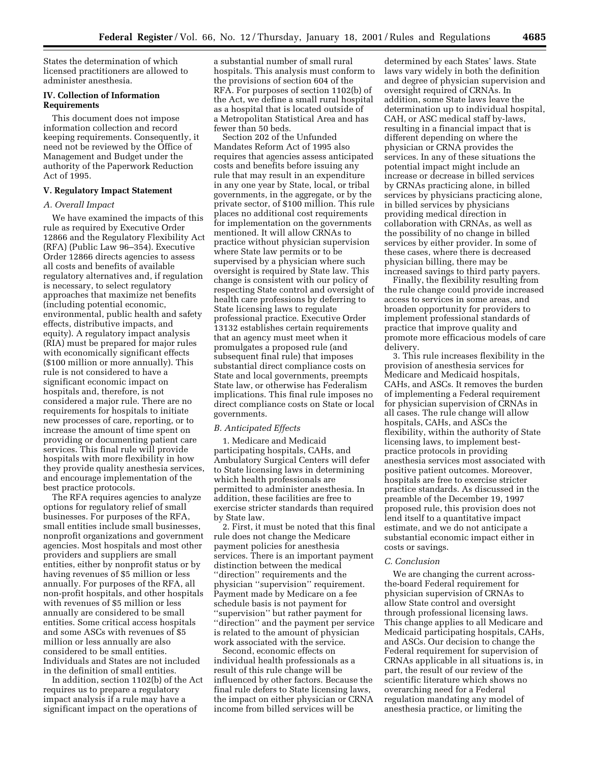States the determination of which licensed practitioners are allowed to administer anesthesia.

### IV. Collection of Information Requirements

This document does not impose information collection and record keeping requirements. Consequently, it need not be reviewed by the Office of Management and Budget under the authority of the Paperwork Reduction Act of 1995.

### V. Regulatory Impact Statement

#### *A. Overall Impact*

We have examined the impacts of this rule as required by Executive Order 12866 and the Regulatory Flexibility Act (RFA) (Public Law 96–354). Executive Order 12866 directs agencies to assess all costs and benefits of available regulatory alternatives and, if regulation is necessary, to select regulatory approaches that maximize net benefits (including potential economic, environmental, public health and safety effects, distributive impacts, and equity). A regulatory impact analysis (RIA) must be prepared for major rules with economically significant effects ($100 million or more annually). This rule is not considered to have a significant economic impact on hospitals and, therefore, is not considered a major rule. There are no requirements for hospitals to initiate new processes of care, reporting, or to increase the amount of time spent on providing or documenting patient care services. This final rule will provide hospitals with more flexibility in how they provide quality anesthesia services, and encourage implementation of the best practice protocols.

The RFA requires agencies to analyze options for regulatory relief of small businesses. For purposes of the RFA, small entities include small businesses, nonprofit organizations and government agencies. Most hospitals and most other providers and suppliers are small entities, either by nonprofit status or by having revenues of $5 million or less annually. For purposes of the RFA, all non-profit hospitals, and other hospitals with revenues of $5 million or less annually are considered to be small entities. Some critical access hospitals and some ASCs with revenues of $5 million or less annually are also considered to be small entities. Individuals and States are not included in the definition of small entities.

In addition, section 1102(b) of the Act requires us to prepare a regulatory impact analysis if a rule may have a significant impact on the operations of a substantial number of small rural hospitals. This analysis must conform to the provisions of section 604 of the RFA. For purposes of section 1102(b) of the Act, we define a small rural hospital as a hospital that is located outside of a Metropolitan Statistical Area and has fewer than 50 beds.

Section 202 of the Unfunded Mandates Reform Act of 1995 also requires that agencies assess anticipated costs and benefits before issuing any rule that may result in an expenditure in any one year by State, local, or tribal governments, in the aggregate, or by the private sector, of $100 million. This rule places no additional cost requirements for implementation on the governments mentioned. It will allow CRNAs to practice without physician supervision where State law permits or to be supervised by a physician where such oversight is required by State law. This change is consistent with our policy of respecting State control and oversight of health care professions by deferring to State licensing laws to regulate professional practice. Executive Order 13132 establishes certain requirements that an agency must meet when it promulgates a proposed rule (and subsequent final rule) that imposes substantial direct compliance costs on State and local governments, preempts State law, or otherwise has Federalism implications. This final rule imposes no direct compliance costs on State or local governments.

#### *B. Anticipated Effects*

1. Medicare and Medicaid participating hospitals, CAHs, and Ambulatory Surgical Centers will defer to State licensing laws in determining which health professionals are permitted to administer anesthesia. In addition, these facilities are free to exercise stricter standards than required by State law.

2. First, it must be noted that this final rule does not change the Medicare payment policies for anesthesia services. There is an important payment distinction between the medical ''direction'' requirements and the physician ''supervision'' requirement. Payment made by Medicare on a fee schedule basis is not payment for ''supervision'' but rather payment for ''direction'' and the payment per service is related to the amount of physician work associated with the service.

Second, economic effects on individual health professionals as a result of this rule change will be influenced by other factors. Because the final rule defers to State licensing laws, the impact on either physician or CRNA income from billed services will be determined by each States' laws. State laws vary widely in both the definition and degree of physician supervision and oversight required of CRNAs. In addition, some State laws leave the determination up to individual hospital, CAH, or ASC medical staff by-laws, resulting in a financial impact that is different depending on where the physician or CRNA provides the services. In any of these situations the potential impact might include an increase or decrease in billed services by CRNAs practicing alone, in billed services by physicians practicing alone, in billed services by physicians providing medical direction in collaboration with CRNAs, as well as the possibility of no change in billed services by either provider. In some of these cases, where there is decreased physician billing, there may be increased savings to third party payers.

Finally, the flexibility resulting from the rule change could provide increased access to services in some areas, and broaden opportunity for providers to implement professional standards of practice that improve quality and promote more efficacious models of care delivery.

3. This rule increases flexibility in the provision of anesthesia services for Medicare and Medicaid hospitals, CAHs, and ASCs. It removes the burden of implementing a Federal requirement for physician supervision of CRNAs in all cases. The rule change will allow hospitals, CAHs, and ASCs the flexibility, within the authority of State licensing laws, to implement best-practice protocols in providing anesthesia services most associated with positive patient outcomes. Moreover, hospitals are free to exercise stricter practice standards. As discussed in the preamble of the December 19, 1997 proposed rule, this provision does not lend itself to a quantitative impact estimate, and we do not anticipate a substantial economic impact either in costs or savings.

#### *C. Conclusion*

We are changing the current across-the-board Federal requirement for physician supervision of CRNAs to allow State control and oversight through professional licensing laws. This change applies to all Medicare and Medicaid participating hospitals, CAHs, and ASCs. Our decision to change the Federal requirement for supervision of CRNAs applicable in all situations is, in part, the result of our review of the scientific literature which shows no overarching need for a Federal regulation mandating any model of anesthesia practice, or limiting the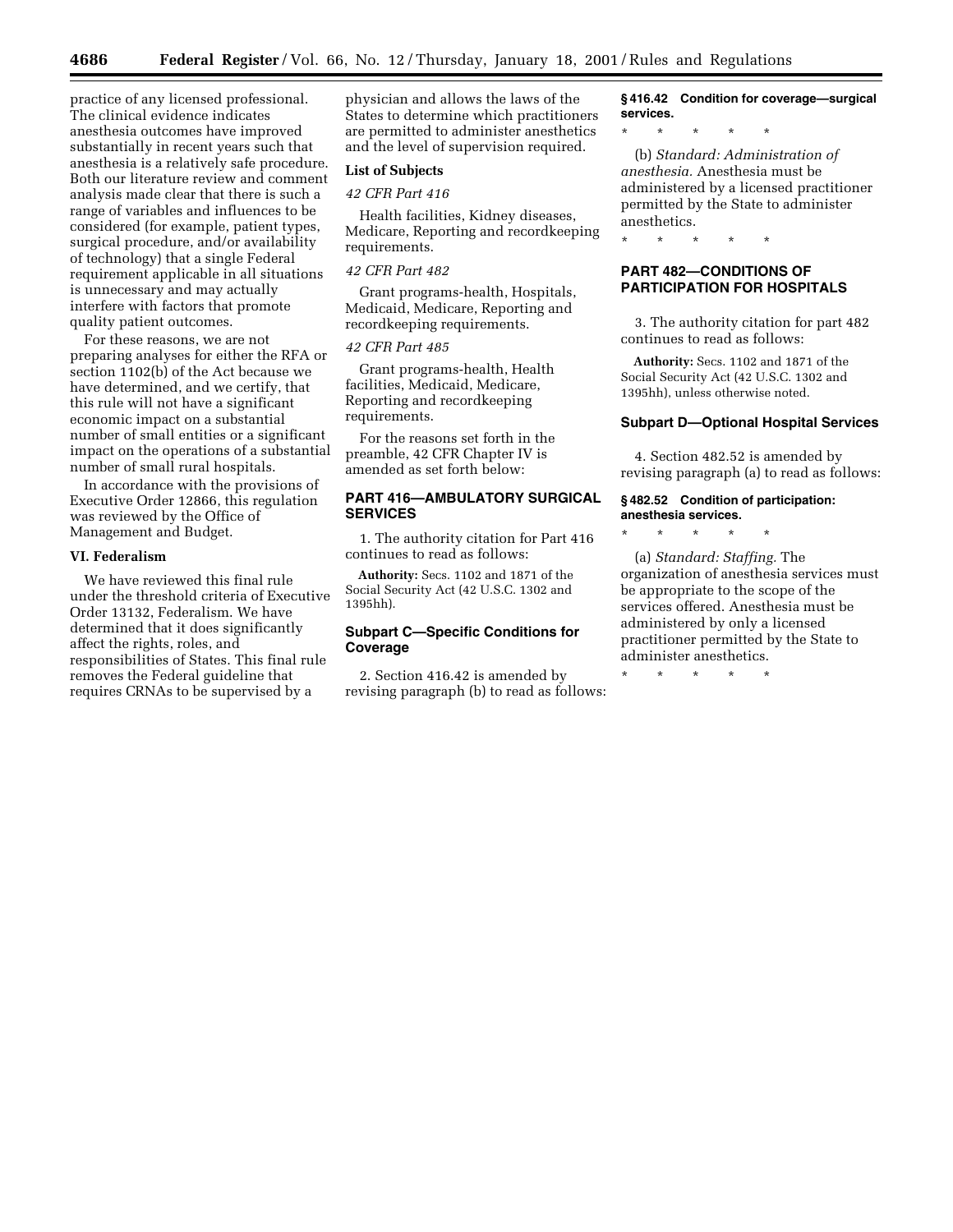practice of any licensed professional. The clinical evidence indicates anesthesia outcomes have improved substantially in recent years such that anesthesia is a relatively safe procedure. Both our literature review and comment analysis made clear that there is such a range of variables and influences to be considered (for example, patient types, surgical procedure, and/or availability of technology) that a single Federal requirement applicable in all situations is unnecessary and may actually interfere with factors that promote quality patient outcomes.

For these reasons, we are not preparing analyses for either the RFA or section 1102(b) of the Act because we have determined, and we certify, that this rule will not have a significant economic impact on a substantial number of small entities or a significant impact on the operations of a substantial number of small rural hospitals.

In accordance with the provisions of Executive Order 12866, this regulation was reviewed by the Office of Management and Budget.

### VI. Federalism

We have reviewed this final rule under the threshold criteria of Executive Order 13132, Federalism. We have determined that it does significantly affect the rights, roles, and responsibilities of States. This final rule removes the Federal guideline that requires CRNAs to be supervised by a physician and allows the laws of the States to determine which practitioners are permitted to administer anesthetics and the level of supervision required.

### List of Subjects

*42 CFR Part 416*

Health facilities, Kidney diseases, Medicare, Reporting and recordkeeping requirements.

*42 CFR Part 482*

Grant programs-health, Hospitals, Medicaid, Medicare, Reporting and recordkeeping requirements.

*42 CFR Part 485*

Grant programs-health, Health facilities, Medicaid, Medicare, Reporting and recordkeeping requirements.

For the reasons set forth in the preamble, 42 CFR Chapter IV is amended as set forth below:

## PART 416—AMBULATORY SURGICAL SERVICES

1. The authority citation for Part 416 continues to read as follows:

**Authority:** Secs. 1102 and 1871 of the Social Security Act (42 U.S.C. 1302 and 1395hh).

### Subpart C—Specific Conditions for Coverage

2. Section 416.42 is amended by revising paragraph (b) to read as follows:

#### § 416.42 Condition for coverage—surgical services.

\* \* \* \* \*

(b) *Standard: Administration of anesthesia.* Anesthesia must be administered by a licensed practitioner permitted by the State to administer anesthetics.

\* \* \* \* \*

## PART 482—CONDITIONS OF PARTICIPATION FOR HOSPITALS

3. The authority citation for part 482 continues to read as follows:

**Authority:** Secs. 1102 and 1871 of the Social Security Act (42 U.S.C. 1302 and 1395hh), unless otherwise noted.

### Subpart D—Optional Hospital Services

4. Section 482.52 is amended by revising paragraph (a) to read as follows:

#### § 482.52 Condition of participation: anesthesia services.

\* \* \* \* \*

(a) *Standard: Staffing.* The organization of anesthesia services must be appropriate to the scope of the services offered. Anesthesia must be administered by only a licensed practitioner permitted by the State to administer anesthetics.

\* \* \* \* \*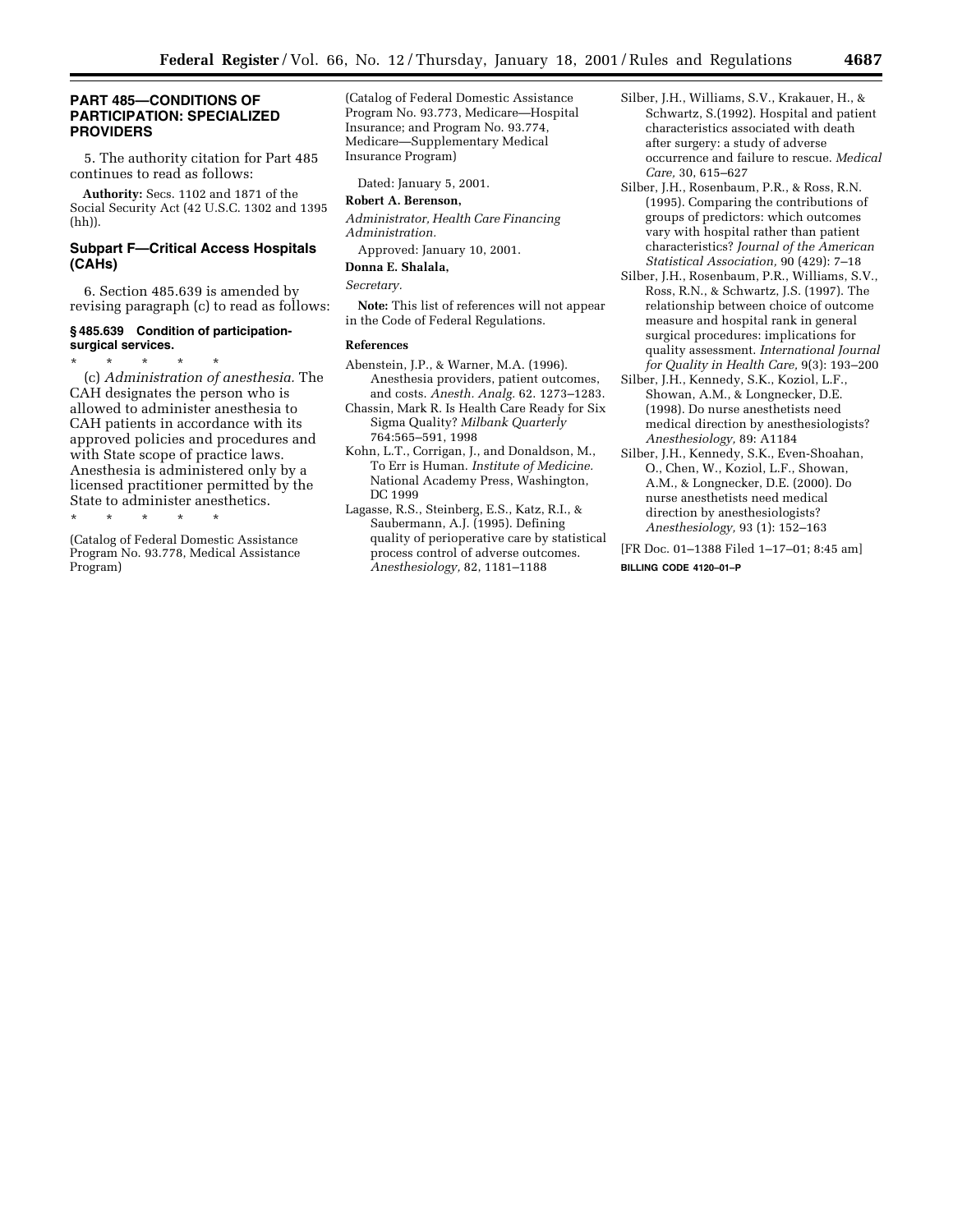## PART 485—CONDITIONS OF PARTICIPATION: SPECIALIZED PROVIDERS

5. The authority citation for Part 485 continues to read as follows:

**Authority:** Secs. 1102 and 1871 of the Social Security Act (42 U.S.C. 1302 and 1395 (hh)).

### Subpart F—Critical Access Hospitals (CAHs)

6. Section 485.639 is amended by revising paragraph (c) to read as follows:

#### § 485.639 Condition of participation-surgical services.

\* \* \* \* \*

(c) *Administration of anesthesia.* The CAH designates the person who is allowed to administer anesthesia to CAH patients in accordance with its approved policies and procedures and with State scope of practice laws. Anesthesia is administered only by a licensed practitioner permitted by the State to administer anesthetics.

\* \* \* \* \*

(Catalog of Federal Domestic Assistance Program No. 93.778, Medical Assistance Program)

(Catalog of Federal Domestic Assistance Program No. 93.773, Medicare—Hospital Insurance; and Program No. 93.774, Medicare—Supplementary Medical Insurance Program)

Dated: January 5, 2001.

**Robert A. Berenson,**

*Administrator, Health Care Financing Administration.*

Approved: January 10, 2001.

**Donna E. Shalala,**

*Secretary.*

**Note:** This list of references will not appear in the Code of Federal Regulations.

**References**

Abenstein, J.P., & Warner, M.A. (1996). Anesthesia providers, patient outcomes, and costs. *Anesth. Analg.* 62. 1273–1283.

Chassin, Mark R. Is Health Care Ready for Six Sigma Quality? *Milbank Quarterly* 764:565–591, 1998

Kohn, L.T., Corrigan, J., and Donaldson, M., To Err is Human. *Institute of Medicine.* National Academy Press, Washington, DC 1999

Lagasse, R.S., Steinberg, E.S., Katz, R.I., & Saubermann, A.J. (1995). Defining quality of perioperative care by statistical process control of adverse outcomes. *Anesthesiology,* 82, 1181–1188

Silber, J.H., Williams, S.V., Krakauer, H., & Schwartz, S.(1992). Hospital and patient characteristics associated with death after surgery: a study of adverse occurrence and failure to rescue. *Medical Care,* 30, 615–627

Silber, J.H., Rosenbaum, P.R., & Ross, R.N. (1995). Comparing the contributions of groups of predictors: which outcomes vary with hospital rather than patient characteristics? *Journal of the American Statistical Association,* 90 (429): 7–18

Silber, J.H., Rosenbaum, P.R., Williams, S.V., Ross, R.N., & Schwartz, J.S. (1997). The relationship between choice of outcome measure and hospital rank in general surgical procedures: implications for quality assessment. *International Journal for Quality in Health Care,* 9(3): 193–200

Silber, J.H., Kennedy, S.K., Koziol, L.F., Showan, A.M., & Longnecker, D.E. (1998). Do nurse anesthetists need medical direction by anesthesiologists? *Anesthesiology,* 89: A1184

Silber, J.H., Kennedy, S.K., Even-Shoahan, O., Chen, W., Koziol, L.F., Showan, A.M., & Longnecker, D.E. (2000). Do nurse anesthetists need medical direction by anesthesiologists? *Anesthesiology,* 93 (1): 152–163

[FR Doc. 01–1388 Filed 1–17–01; 8:45 am]

**BILLING CODE 4120–01–P**